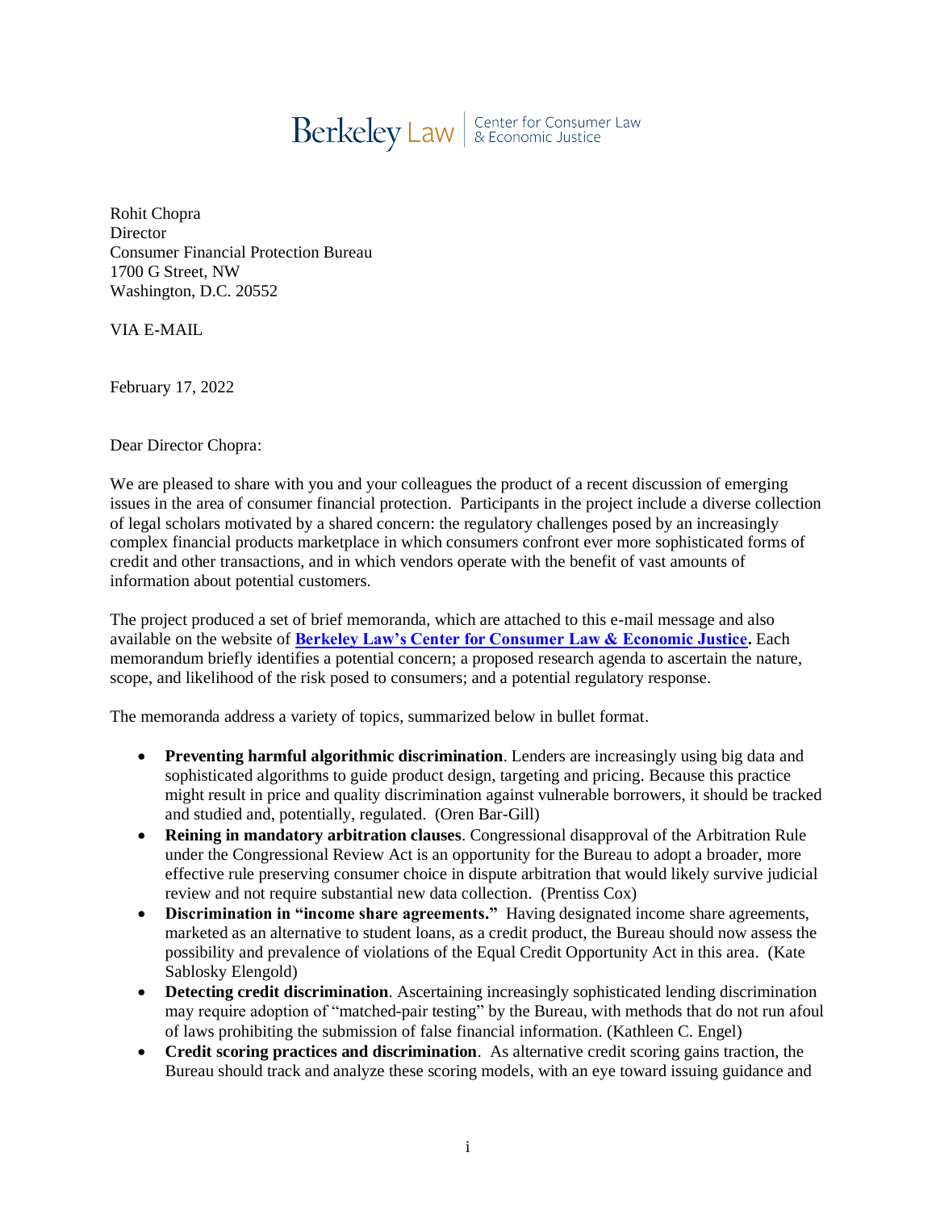Berkeley Law | Center for Consumer Law & Economic Justice

Rohit Chopra
Director
Consumer Financial Protection Bureau
1700 G Street, NW
Washington, D.C. 20552

VIA E-MAIL

February 17, 2022

Dear Director Chopra:

We are pleased to share with you and your colleagues the product of a recent discussion of emerging issues in the area of consumer financial protection. Participants in the project include a diverse collection of legal scholars motivated by a shared concern: the regulatory challenges posed by an increasingly complex financial products marketplace in which consumers confront ever more sophisticated forms of credit and other transactions, and in which vendors operate with the benefit of vast amounts of information about potential customers.

The project produced a set of brief memoranda, which are attached to this e-mail message and also available on the website of **[Berkeley Law's Center for Consumer Law & Economic Justice](Berkeley Law's Center for Consumer Law & Economic Justice).** Each memorandum briefly identifies a potential concern; a proposed research agenda to ascertain the nature, scope, and likelihood of the risk posed to consumers; and a potential regulatory response.

The memoranda address a variety of topics, summarized below in bullet format.

- **Preventing harmful algorithmic discrimination**. Lenders are increasingly using big data and sophisticated algorithms to guide product design, targeting and pricing. Because this practice might result in price and quality discrimination against vulnerable borrowers, it should be tracked and studied and, potentially, regulated. (Oren Bar-Gill)
- **Reining in mandatory arbitration clauses**. Congressional disapproval of the Arbitration Rule under the Congressional Review Act is an opportunity for the Bureau to adopt a broader, more effective rule preserving consumer choice in dispute arbitration that would likely survive judicial review and not require substantial new data collection. (Prentiss Cox)
- **Discrimination in "income share agreements."** Having designated income share agreements, marketed as an alternative to student loans, as a credit product, the Bureau should now assess the possibility and prevalence of violations of the Equal Credit Opportunity Act in this area. (Kate Sablosky Elengold)
- **Detecting credit discrimination**. Ascertaining increasingly sophisticated lending discrimination may require adoption of "matched-pair testing" by the Bureau, with methods that do not run afoul of laws prohibiting the submission of false financial information. (Kathleen C. Engel)
- **Credit scoring practices and discrimination**. As alternative credit scoring gains traction, the Bureau should track and analyze these scoring models, with an eye toward issuing guidance and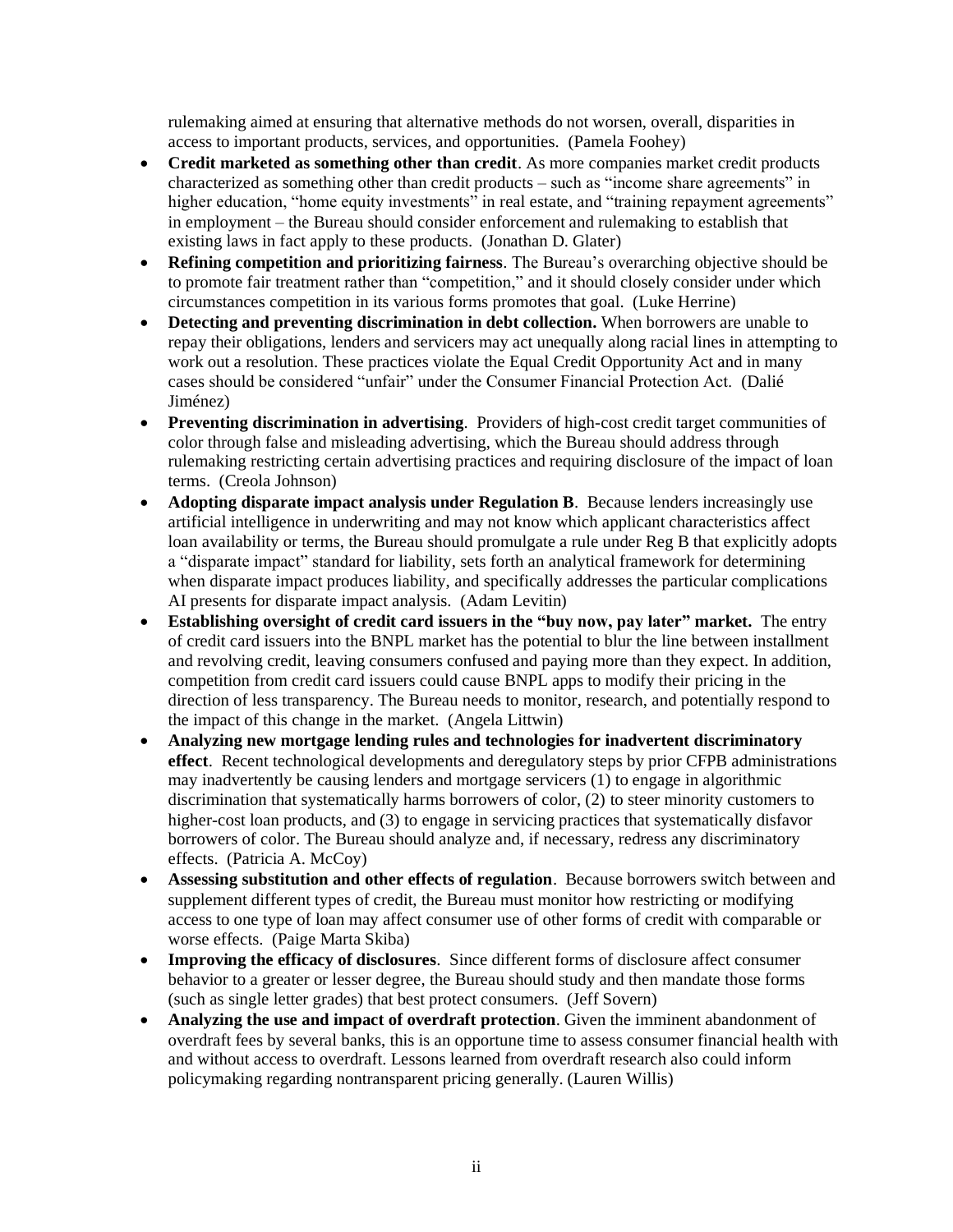rulemaking aimed at ensuring that alternative methods do not worsen, overall, disparities in access to important products, services, and opportunities. (Pamela Foohey)

- **Credit marketed as something other than credit**. As more companies market credit products characterized as something other than credit products – such as "income share agreements" in higher education, "home equity investments" in real estate, and "training repayment agreements" in employment – the Bureau should consider enforcement and rulemaking to establish that existing laws in fact apply to these products. (Jonathan D. Glater)
- **Refining competition and prioritizing fairness**. The Bureau's overarching objective should be to promote fair treatment rather than "competition," and it should closely consider under which circumstances competition in its various forms promotes that goal. (Luke Herrine)
- **Detecting and preventing discrimination in debt collection.** When borrowers are unable to repay their obligations, lenders and servicers may act unequally along racial lines in attempting to work out a resolution. These practices violate the Equal Credit Opportunity Act and in many cases should be considered "unfair" under the Consumer Financial Protection Act. (Dalié Jiménez)
- **Preventing discrimination in advertising**. Providers of high-cost credit target communities of color through false and misleading advertising, which the Bureau should address through rulemaking restricting certain advertising practices and requiring disclosure of the impact of loan terms. (Creola Johnson)
- **Adopting disparate impact analysis under Regulation B**. Because lenders increasingly use artificial intelligence in underwriting and may not know which applicant characteristics affect loan availability or terms, the Bureau should promulgate a rule under Reg B that explicitly adopts a "disparate impact" standard for liability, sets forth an analytical framework for determining when disparate impact produces liability, and specifically addresses the particular complications AI presents for disparate impact analysis. (Adam Levitin)
- **Establishing oversight of credit card issuers in the "buy now, pay later" market.** The entry of credit card issuers into the BNPL market has the potential to blur the line between installment and revolving credit, leaving consumers confused and paying more than they expect. In addition, competition from credit card issuers could cause BNPL apps to modify their pricing in the direction of less transparency. The Bureau needs to monitor, research, and potentially respond to the impact of this change in the market. (Angela Littwin)
- **Analyzing new mortgage lending rules and technologies for inadvertent discriminatory effect**. Recent technological developments and deregulatory steps by prior CFPB administrations may inadvertently be causing lenders and mortgage servicers (1) to engage in algorithmic discrimination that systematically harms borrowers of color, (2) to steer minority customers to higher-cost loan products, and (3) to engage in servicing practices that systematically disfavor borrowers of color. The Bureau should analyze and, if necessary, redress any discriminatory effects. (Patricia A. McCoy)
- **Assessing substitution and other effects of regulation**. Because borrowers switch between and supplement different types of credit, the Bureau must monitor how restricting or modifying access to one type of loan may affect consumer use of other forms of credit with comparable or worse effects. (Paige Marta Skiba)
- **Improving the efficacy of disclosures**. Since different forms of disclosure affect consumer behavior to a greater or lesser degree, the Bureau should study and then mandate those forms (such as single letter grades) that best protect consumers. (Jeff Sovern)
- **Analyzing the use and impact of overdraft protection**. Given the imminent abandonment of overdraft fees by several banks, this is an opportune time to assess consumer financial health with and without access to overdraft. Lessons learned from overdraft research also could inform policymaking regarding nontransparent pricing generally. (Lauren Willis)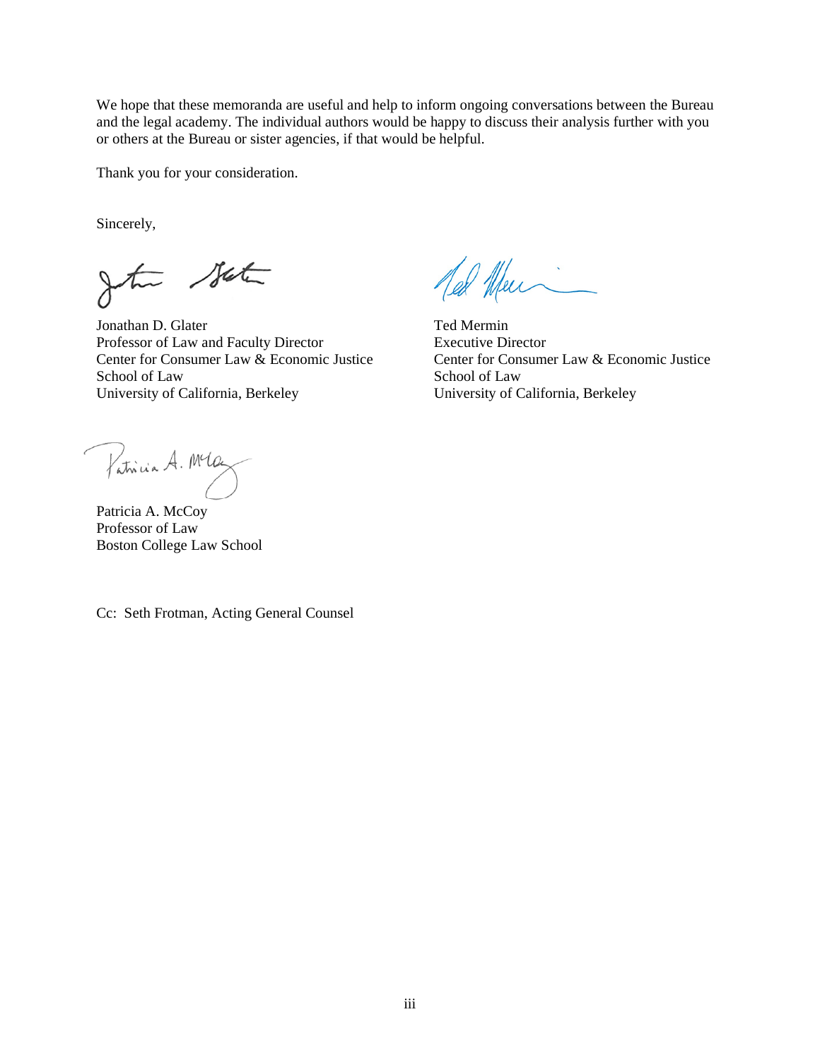We hope that these memoranda are useful and help to inform ongoing conversations between the Bureau and the legal academy. The individual authors would be happy to discuss their analysis further with you or others at the Bureau or sister agencies, if that would be helpful.

Thank you for your consideration.

Sincerely,

Jonathan D. Glater
Professor of Law and Faculty Director
Center for Consumer Law & Economic Justice
School of Law
University of California, Berkeley

Ted Mermin
Executive Director
Center for Consumer Law & Economic Justice
School of Law
University of California, Berkeley

Patricia A. McCoy
Professor of Law
Boston College Law School

Cc: Seth Frotman, Acting General Counsel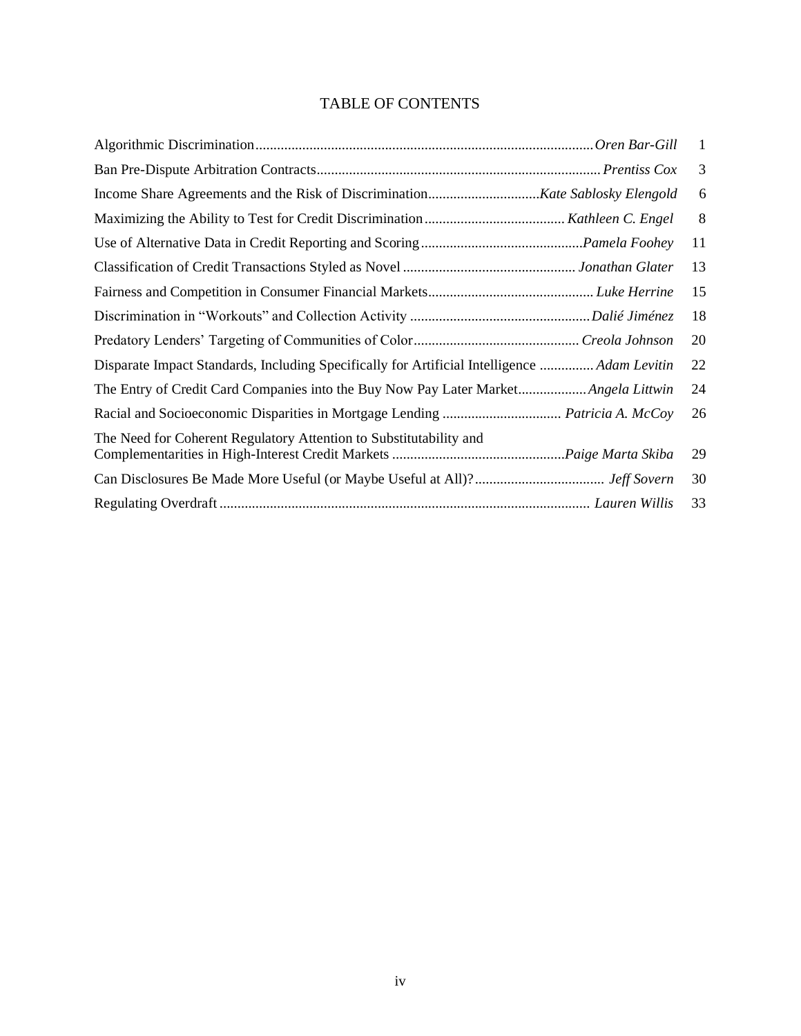# TABLE OF CONTENTS

| | | |
|---|---|---|
| Algorithmic Discrimination | *Oren Bar-Gill* | 1 |
| Ban Pre-Dispute Arbitration Contracts | *Prentiss Cox* | 3 |
| Income Share Agreements and the Risk of Discrimination | *Kate Sablosky Elengold* | 6 |
| Maximizing the Ability to Test for Credit Discrimination | *Kathleen C. Engel* | 8 |
| Use of Alternative Data in Credit Reporting and Scoring | *Pamela Foohey* | 11 |
| Classification of Credit Transactions Styled as Novel | *Jonathan Glater* | 13 |
| Fairness and Competition in Consumer Financial Markets | *Luke Herrine* | 15 |
| Discrimination in "Workouts" and Collection Activity | *Dalié Jiménez* | 18 |
| Predatory Lenders' Targeting of Communities of Color | *Creola Johnson* | 20 |
| Disparate Impact Standards, Including Specifically for Artificial Intelligence | *Adam Levitin* | 22 |
| The Entry of Credit Card Companies into the Buy Now Pay Later Market | *Angela Littwin* | 24 |
| Racial and Socioeconomic Disparities in Mortgage Lending | *Patricia A. McCoy* | 26 |
| The Need for Coherent Regulatory Attention to Substitutability and Complementarities in High-Interest Credit Markets | *Paige Marta Skiba* | 29 |
| Can Disclosures Be Made More Useful (or Maybe Useful at All)? | *Jeff Sovern* | 30 |
| Regulating Overdraft | *Lauren Willis* | 33 |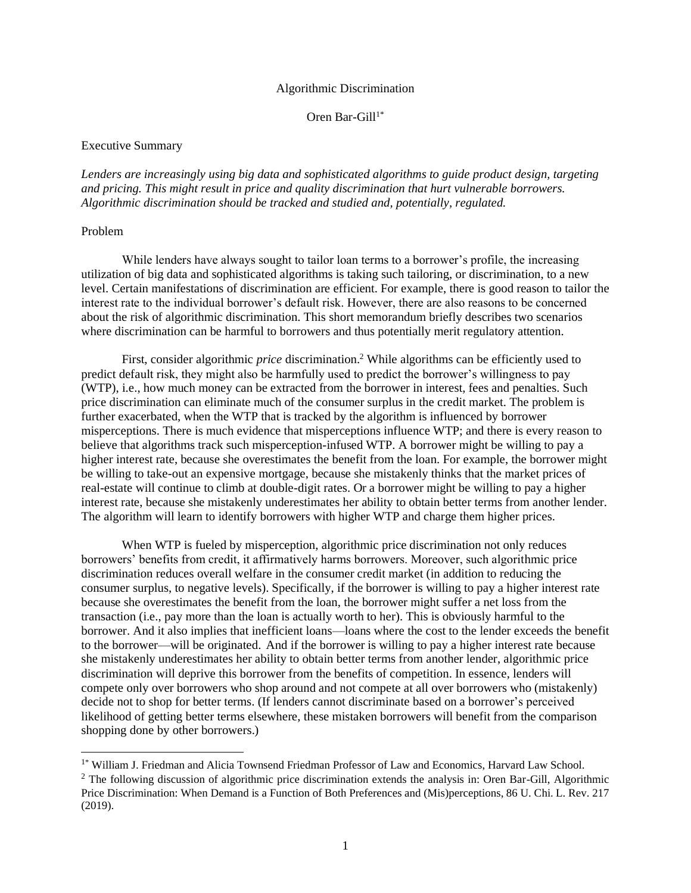# Algorithmic Discrimination

Oren Bar-Gill[1*]

## Executive Summary

*Lenders are increasingly using big data and sophisticated algorithms to guide product design, targeting and pricing. This might result in price and quality discrimination that hurt vulnerable borrowers. Algorithmic discrimination should be tracked and studied and, potentially, regulated.*

## Problem

While lenders have always sought to tailor loan terms to a borrower's profile, the increasing utilization of big data and sophisticated algorithms is taking such tailoring, or discrimination, to a new level. Certain manifestations of discrimination are efficient. For example, there is good reason to tailor the interest rate to the individual borrower's default risk. However, there are also reasons to be concerned about the risk of algorithmic discrimination. This short memorandum briefly describes two scenarios where discrimination can be harmful to borrowers and thus potentially merit regulatory attention.

First, consider algorithmic *price* discrimination.[2] While algorithms can be efficiently used to predict default risk, they might also be harmfully used to predict the borrower's willingness to pay (WTP), i.e., how much money can be extracted from the borrower in interest, fees and penalties. Such price discrimination can eliminate much of the consumer surplus in the credit market. The problem is further exacerbated, when the WTP that is tracked by the algorithm is influenced by borrower misperceptions. There is much evidence that misperceptions influence WTP; and there is every reason to believe that algorithms track such misperception-infused WTP. A borrower might be willing to pay a higher interest rate, because she overestimates the benefit from the loan. For example, the borrower might be willing to take-out an expensive mortgage, because she mistakenly thinks that the market prices of real-estate will continue to climb at double-digit rates. Or a borrower might be willing to pay a higher interest rate, because she mistakenly underestimates her ability to obtain better terms from another lender. The algorithm will learn to identify borrowers with higher WTP and charge them higher prices.

When WTP is fueled by misperception, algorithmic price discrimination not only reduces borrowers' benefits from credit, it affirmatively harms borrowers. Moreover, such algorithmic price discrimination reduces overall welfare in the consumer credit market (in addition to reducing the consumer surplus, to negative levels). Specifically, if the borrower is willing to pay a higher interest rate because she overestimates the benefit from the loan, the borrower might suffer a net loss from the transaction (i.e., pay more than the loan is actually worth to her). This is obviously harmful to the borrower. And it also implies that inefficient loans—loans where the cost to the lender exceeds the benefit to the borrower—will be originated. And if the borrower is willing to pay a higher interest rate because she mistakenly underestimates her ability to obtain better terms from another lender, algorithmic price discrimination will deprive this borrower from the benefits of competition. In essence, lenders will compete only over borrowers who shop around and not compete at all over borrowers who (mistakenly) decide not to shop for better terms. (If lenders cannot discriminate based on a borrower's perceived likelihood of getting better terms elsewhere, these mistaken borrowers will benefit from the comparison shopping done by other borrowers.)

---

[1*] William J. Friedman and Alicia Townsend Friedman Professor of Law and Economics, Harvard Law School.

[2] The following discussion of algorithmic price discrimination extends the analysis in: Oren Bar-Gill, Algorithmic Price Discrimination: When Demand is a Function of Both Preferences and (Mis)perceptions, 86 U. Chi. L. Rev. 217 (2019).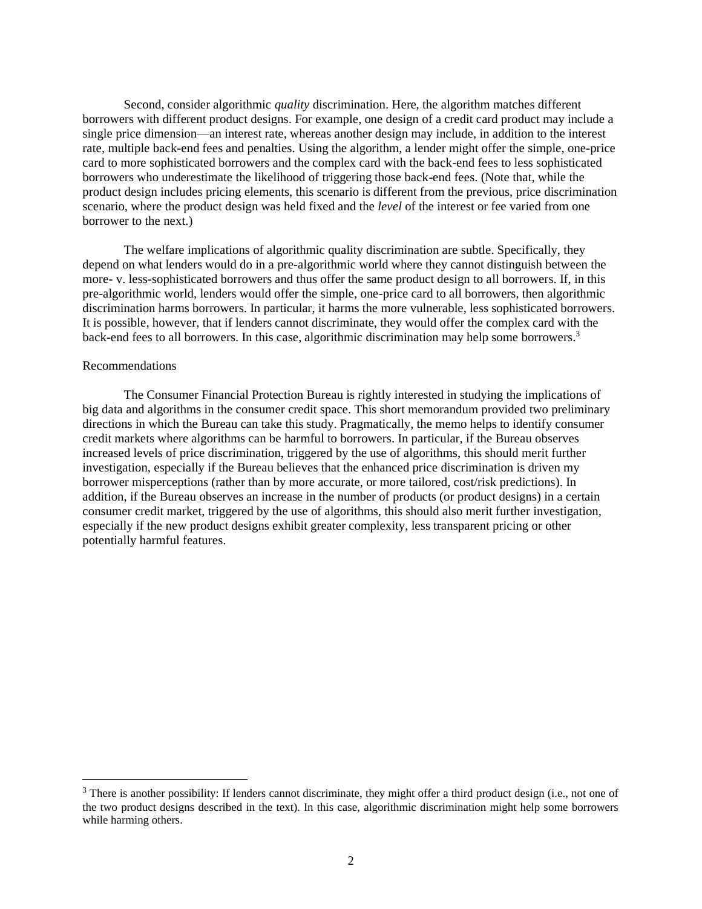Second, consider algorithmic *quality* discrimination. Here, the algorithm matches different borrowers with different product designs. For example, one design of a credit card product may include a single price dimension—an interest rate, whereas another design may include, in addition to the interest rate, multiple back-end fees and penalties. Using the algorithm, a lender might offer the simple, one-price card to more sophisticated borrowers and the complex card with the back-end fees to less sophisticated borrowers who underestimate the likelihood of triggering those back-end fees. (Note that, while the product design includes pricing elements, this scenario is different from the previous, price discrimination scenario, where the product design was held fixed and the *level* of the interest or fee varied from one borrower to the next.)

The welfare implications of algorithmic quality discrimination are subtle. Specifically, they depend on what lenders would do in a pre-algorithmic world where they cannot distinguish between the more- v. less-sophisticated borrowers and thus offer the same product design to all borrowers. If, in this pre-algorithmic world, lenders would offer the simple, one-price card to all borrowers, then algorithmic discrimination harms borrowers. In particular, it harms the more vulnerable, less sophisticated borrowers. It is possible, however, that if lenders cannot discriminate, they would offer the complex card with the back-end fees to all borrowers. In this case, algorithmic discrimination may help some borrowers.[3]

Recommendations

The Consumer Financial Protection Bureau is rightly interested in studying the implications of big data and algorithms in the consumer credit space. This short memorandum provided two preliminary directions in which the Bureau can take this study. Pragmatically, the memo helps to identify consumer credit markets where algorithms can be harmful to borrowers. In particular, if the Bureau observes increased levels of price discrimination, triggered by the use of algorithms, this should merit further investigation, especially if the Bureau believes that the enhanced price discrimination is driven my borrower misperceptions (rather than by more accurate, or more tailored, cost/risk predictions). In addition, if the Bureau observes an increase in the number of products (or product designs) in a certain consumer credit market, triggered by the use of algorithms, this should also merit further investigation, especially if the new product designs exhibit greater complexity, less transparent pricing or other potentially harmful features.

[3] There is another possibility: If lenders cannot discriminate, they might offer a third product design (i.e., not one of the two product designs described in the text). In this case, algorithmic discrimination might help some borrowers while harming others.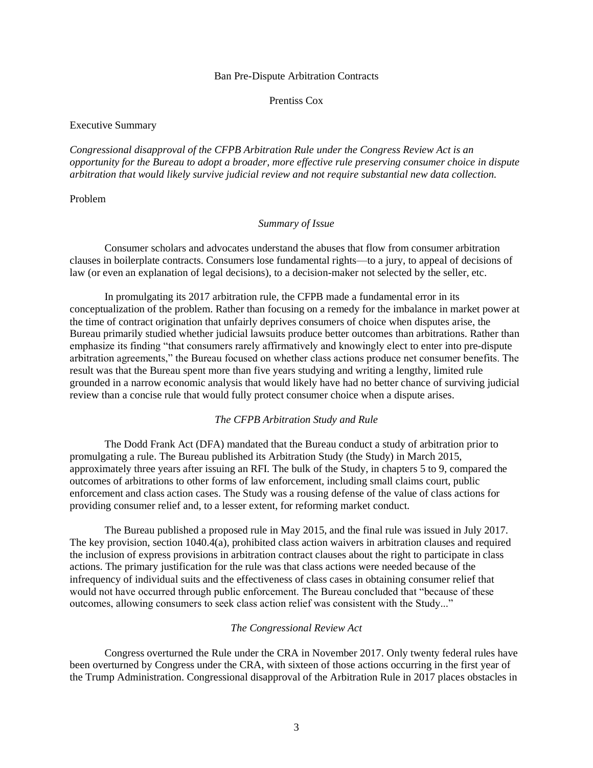Ban Pre-Dispute Arbitration Contracts

Prentiss Cox

Executive Summary

*Congressional disapproval of the CFPB Arbitration Rule under the Congress Review Act is an opportunity for the Bureau to adopt a broader, more effective rule preserving consumer choice in dispute arbitration that would likely survive judicial review and not require substantial new data collection.*

Problem

*Summary of Issue*

Consumer scholars and advocates understand the abuses that flow from consumer arbitration clauses in boilerplate contracts. Consumers lose fundamental rights—to a jury, to appeal of decisions of law (or even an explanation of legal decisions), to a decision-maker not selected by the seller, etc.

In promulgating its 2017 arbitration rule, the CFPB made a fundamental error in its conceptualization of the problem. Rather than focusing on a remedy for the imbalance in market power at the time of contract origination that unfairly deprives consumers of choice when disputes arise, the Bureau primarily studied whether judicial lawsuits produce better outcomes than arbitrations. Rather than emphasize its finding "that consumers rarely affirmatively and knowingly elect to enter into pre-dispute arbitration agreements," the Bureau focused on whether class actions produce net consumer benefits. The result was that the Bureau spent more than five years studying and writing a lengthy, limited rule grounded in a narrow economic analysis that would likely have had no better chance of surviving judicial review than a concise rule that would fully protect consumer choice when a dispute arises.

*The CFPB Arbitration Study and Rule*

The Dodd Frank Act (DFA) mandated that the Bureau conduct a study of arbitration prior to promulgating a rule. The Bureau published its Arbitration Study (the Study) in March 2015, approximately three years after issuing an RFI. The bulk of the Study, in chapters 5 to 9, compared the outcomes of arbitrations to other forms of law enforcement, including small claims court, public enforcement and class action cases. The Study was a rousing defense of the value of class actions for providing consumer relief and, to a lesser extent, for reforming market conduct.

The Bureau published a proposed rule in May 2015, and the final rule was issued in July 2017. The key provision, section 1040.4(a), prohibited class action waivers in arbitration clauses and required the inclusion of express provisions in arbitration contract clauses about the right to participate in class actions. The primary justification for the rule was that class actions were needed because of the infrequency of individual suits and the effectiveness of class cases in obtaining consumer relief that would not have occurred through public enforcement. The Bureau concluded that "because of these outcomes, allowing consumers to seek class action relief was consistent with the Study..."

*The Congressional Review Act*

Congress overturned the Rule under the CRA in November 2017. Only twenty federal rules have been overturned by Congress under the CRA, with sixteen of those actions occurring in the first year of the Trump Administration. Congressional disapproval of the Arbitration Rule in 2017 places obstacles in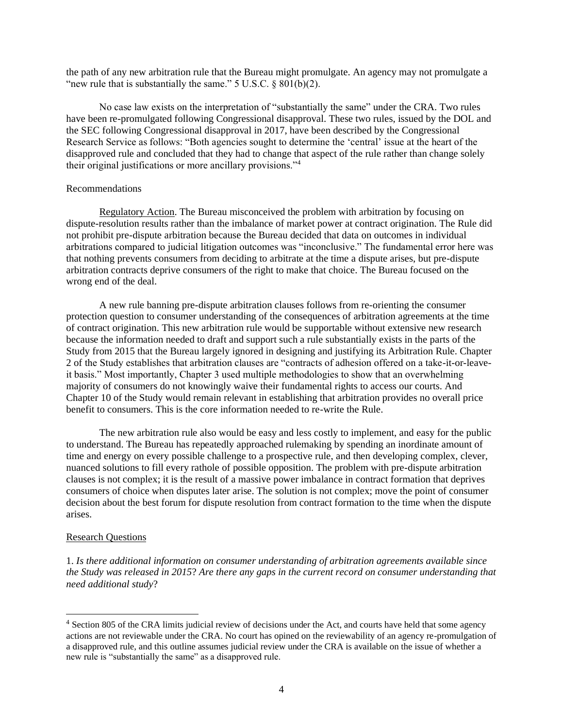the path of any new arbitration rule that the Bureau might promulgate. An agency may not promulgate a "new rule that is substantially the same." 5 U.S.C. § 801(b)(2).

No case law exists on the interpretation of "substantially the same" under the CRA. Two rules have been re-promulgated following Congressional disapproval. These two rules, issued by the DOL and the SEC following Congressional disapproval in 2017, have been described by the Congressional Research Service as follows: "Both agencies sought to determine the 'central' issue at the heart of the disapproved rule and concluded that they had to change that aspect of the rule rather than change solely their original justifications or more ancillary provisions."[4]

Recommendations

Regulatory Action. The Bureau misconceived the problem with arbitration by focusing on dispute-resolution results rather than the imbalance of market power at contract origination. The Rule did not prohibit pre-dispute arbitration because the Bureau decided that data on outcomes in individual arbitrations compared to judicial litigation outcomes was "inconclusive." The fundamental error here was that nothing prevents consumers from deciding to arbitrate at the time a dispute arises, but pre-dispute arbitration contracts deprive consumers of the right to make that choice. The Bureau focused on the wrong end of the deal.

A new rule banning pre-dispute arbitration clauses follows from re-orienting the consumer protection question to consumer understanding of the consequences of arbitration agreements at the time of contract origination. This new arbitration rule would be supportable without extensive new research because the information needed to draft and support such a rule substantially exists in the parts of the Study from 2015 that the Bureau largely ignored in designing and justifying its Arbitration Rule. Chapter 2 of the Study establishes that arbitration clauses are "contracts of adhesion offered on a take-it-or-leave-it basis." Most importantly, Chapter 3 used multiple methodologies to show that an overwhelming majority of consumers do not knowingly waive their fundamental rights to access our courts. And Chapter 10 of the Study would remain relevant in establishing that arbitration provides no overall price benefit to consumers. This is the core information needed to re-write the Rule.

The new arbitration rule also would be easy and less costly to implement, and easy for the public to understand. The Bureau has repeatedly approached rulemaking by spending an inordinate amount of time and energy on every possible challenge to a prospective rule, and then developing complex, clever, nuanced solutions to fill every rathole of possible opposition. The problem with pre-dispute arbitration clauses is not complex; it is the result of a massive power imbalance in contract formation that deprives consumers of choice when disputes later arise. The solution is not complex; move the point of consumer decision about the best forum for dispute resolution from contract formation to the time when the dispute arises.

Research Questions

1. *Is there additional information on consumer understanding of arbitration agreements available since the Study was released in 2015? Are there any gaps in the current record on consumer understanding that need additional study?*

---

[4] Section 805 of the CRA limits judicial review of decisions under the Act, and courts have held that some agency actions are not reviewable under the CRA. No court has opined on the reviewability of an agency re-promulgation of a disapproved rule, and this outline assumes judicial review under the CRA is available on the issue of whether a new rule is "substantially the same" as a disapproved rule.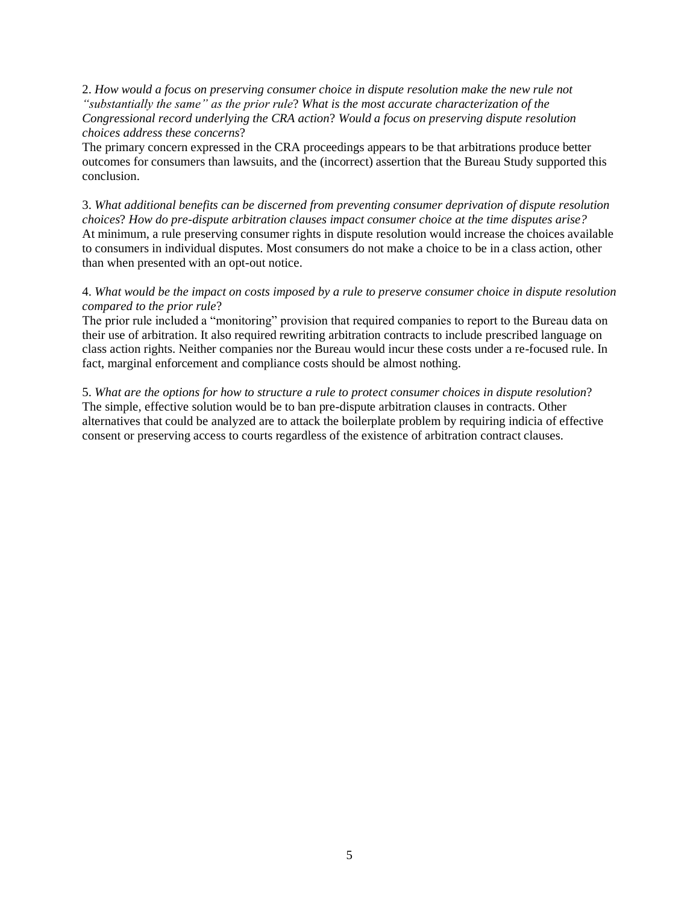2. *How would a focus on preserving consumer choice in dispute resolution make the new rule not "substantially the same" as the prior rule*? *What is the most accurate characterization of the Congressional record underlying the CRA action*? *Would a focus on preserving dispute resolution choices address these concerns*?
The primary concern expressed in the CRA proceedings appears to be that arbitrations produce better outcomes for consumers than lawsuits, and the (incorrect) assertion that the Bureau Study supported this conclusion.

3. *What additional benefits can be discerned from preventing consumer deprivation of dispute resolution choices*? *How do pre-dispute arbitration clauses impact consumer choice at the time disputes arise?*
At minimum, a rule preserving consumer rights in dispute resolution would increase the choices available to consumers in individual disputes. Most consumers do not make a choice to be in a class action, other than when presented with an opt-out notice.

4. *What would be the impact on costs imposed by a rule to preserve consumer choice in dispute resolution compared to the prior rule*?
The prior rule included a "monitoring" provision that required companies to report to the Bureau data on their use of arbitration. It also required rewriting arbitration contracts to include prescribed language on class action rights. Neither companies nor the Bureau would incur these costs under a re-focused rule. In fact, marginal enforcement and compliance costs should be almost nothing.

5. *What are the options for how to structure a rule to protect consumer choices in dispute resolution*?
The simple, effective solution would be to ban pre-dispute arbitration clauses in contracts. Other alternatives that could be analyzed are to attack the boilerplate problem by requiring indicia of effective consent or preserving access to courts regardless of the existence of arbitration contract clauses.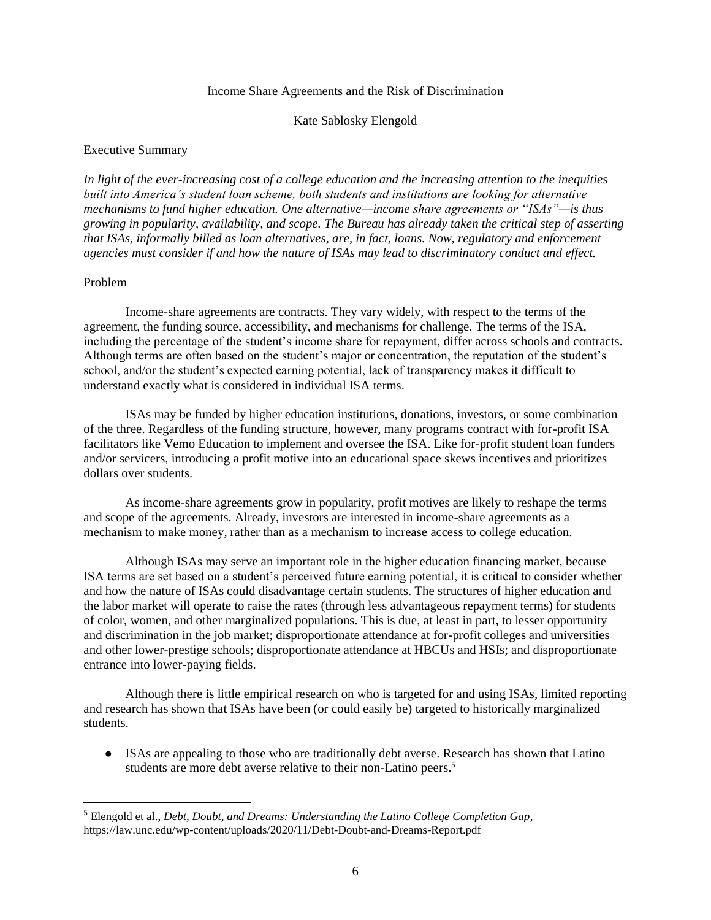Income Share Agreements and the Risk of Discrimination

Kate Sablosky Elengold

Executive Summary

*In light of the ever-increasing cost of a college education and the increasing attention to the inequities built into America's student loan scheme, both students and institutions are looking for alternative mechanisms to fund higher education. One alternative—income share agreements or "ISAs"—is thus growing in popularity, availability, and scope. The Bureau has already taken the critical step of asserting that ISAs, informally billed as loan alternatives, are, in fact, loans. Now, regulatory and enforcement agencies must consider if and how the nature of ISAs may lead to discriminatory conduct and effect.*

Problem

Income-share agreements are contracts. They vary widely, with respect to the terms of the agreement, the funding source, accessibility, and mechanisms for challenge. The terms of the ISA, including the percentage of the student's income share for repayment, differ across schools and contracts. Although terms are often based on the student's major or concentration, the reputation of the student's school, and/or the student's expected earning potential, lack of transparency makes it difficult to understand exactly what is considered in individual ISA terms.

ISAs may be funded by higher education institutions, donations, investors, or some combination of the three. Regardless of the funding structure, however, many programs contract with for-profit ISA facilitators like Vemo Education to implement and oversee the ISA. Like for-profit student loan funders and/or servicers, introducing a profit motive into an educational space skews incentives and prioritizes dollars over students.

As income-share agreements grow in popularity, profit motives are likely to reshape the terms and scope of the agreements. Already, investors are interested in income-share agreements as a mechanism to make money, rather than as a mechanism to increase access to college education.

Although ISAs may serve an important role in the higher education financing market, because ISA terms are set based on a student's perceived future earning potential, it is critical to consider whether and how the nature of ISAs could disadvantage certain students. The structures of higher education and the labor market will operate to raise the rates (through less advantageous repayment terms) for students of color, women, and other marginalized populations. This is due, at least in part, to lesser opportunity and discrimination in the job market; disproportionate attendance at for-profit colleges and universities and other lower-prestige schools; disproportionate attendance at HBCUs and HSIs; and disproportionate entrance into lower-paying fields.

Although there is little empirical research on who is targeted for and using ISAs, limited reporting and research has shown that ISAs have been (or could easily be) targeted to historically marginalized students.

- ISAs are appealing to those who are traditionally debt averse. Research has shown that Latino students are more debt averse relative to their non-Latino peers.[5]

[5] Elengold et al., *Debt, Doubt, and Dreams: Understanding the Latino College Completion Gap*, https://law.unc.edu/wp-content/uploads/2020/11/Debt-Doubt-and-Dreams-Report.pdf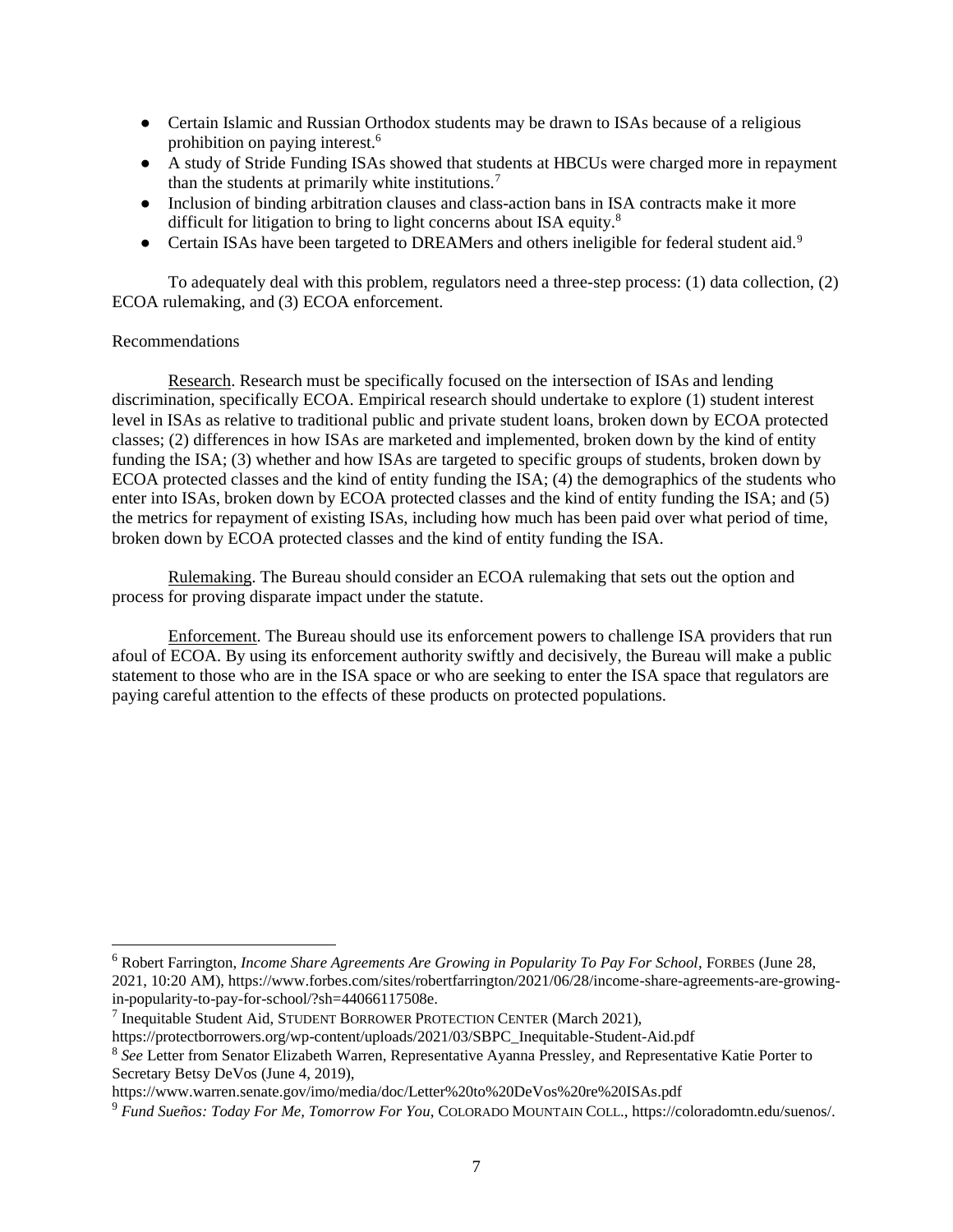- Certain Islamic and Russian Orthodox students may be drawn to ISAs because of a religious prohibition on paying interest.[6]
- A study of Stride Funding ISAs showed that students at HBCUs were charged more in repayment than the students at primarily white institutions.[7]
- Inclusion of binding arbitration clauses and class-action bans in ISA contracts make it more difficult for litigation to bring to light concerns about ISA equity.[8]
- Certain ISAs have been targeted to DREAMers and others ineligible for federal student aid.[9]

To adequately deal with this problem, regulators need a three-step process: (1) data collection, (2) ECOA rulemaking, and (3) ECOA enforcement.

Recommendations

Research. Research must be specifically focused on the intersection of ISAs and lending discrimination, specifically ECOA. Empirical research should undertake to explore (1) student interest level in ISAs as relative to traditional public and private student loans, broken down by ECOA protected classes; (2) differences in how ISAs are marketed and implemented, broken down by the kind of entity funding the ISA; (3) whether and how ISAs are targeted to specific groups of students, broken down by ECOA protected classes and the kind of entity funding the ISA; (4) the demographics of the students who enter into ISAs, broken down by ECOA protected classes and the kind of entity funding the ISA; and (5) the metrics for repayment of existing ISAs, including how much has been paid over what period of time, broken down by ECOA protected classes and the kind of entity funding the ISA.

Rulemaking. The Bureau should consider an ECOA rulemaking that sets out the option and process for proving disparate impact under the statute.

Enforcement. The Bureau should use its enforcement powers to challenge ISA providers that run afoul of ECOA. By using its enforcement authority swiftly and decisively, the Bureau will make a public statement to those who are in the ISA space or who are seeking to enter the ISA space that regulators are paying careful attention to the effects of these products on protected populations.

---

[6] Robert Farrington, *Income Share Agreements Are Growing in Popularity To Pay For School*, FORBES (June 28, 2021, 10:20 AM), https://www.forbes.com/sites/robertfarrington/2021/06/28/income-share-agreements-are-growing-in-popularity-to-pay-for-school/?sh=44066117508e.

[7] Inequitable Student Aid, STUDENT BORROWER PROTECTION CENTER (March 2021), https://protectborrowers.org/wp-content/uploads/2021/03/SBPC_Inequitable-Student-Aid.pdf

[8] *See* Letter from Senator Elizabeth Warren, Representative Ayanna Pressley, and Representative Katie Porter to Secretary Betsy DeVos (June 4, 2019), https://www.warren.senate.gov/imo/media/doc/Letter%20to%20DeVos%20re%20ISAs.pdf

[9] *Fund Sueños: Today For Me, Tomorrow For You*, COLORADO MOUNTAIN COLL., https://coloradomtn.edu/suenos/.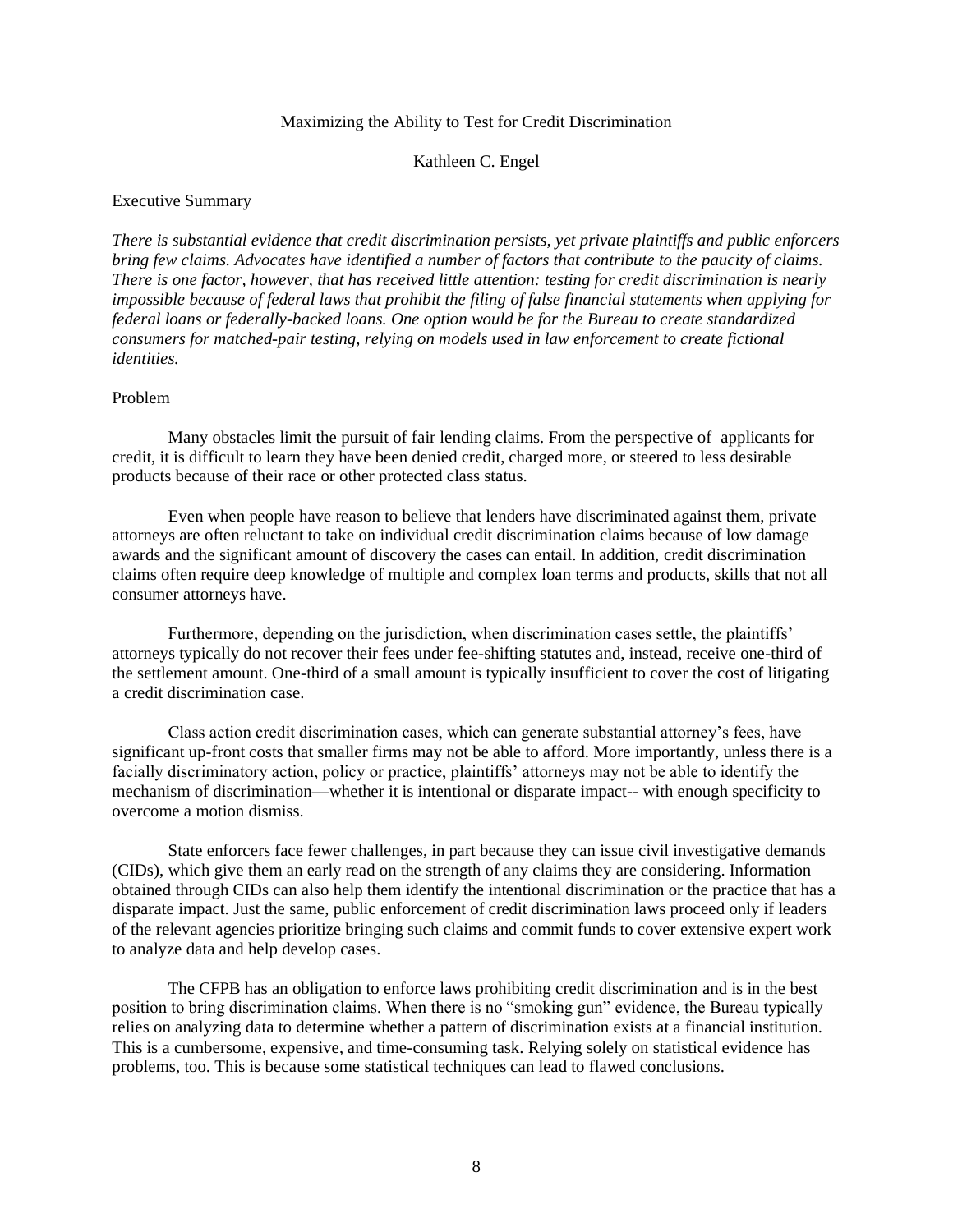# Maximizing the Ability to Test for Credit Discrimination

Kathleen C. Engel

## Executive Summary

*There is substantial evidence that credit discrimination persists, yet private plaintiffs and public enforcers bring few claims. Advocates have identified a number of factors that contribute to the paucity of claims. There is one factor, however, that has received little attention: testing for credit discrimination is nearly impossible because of federal laws that prohibit the filing of false financial statements when applying for federal loans or federally-backed loans. One option would be for the Bureau to create standardized consumers for matched-pair testing, relying on models used in law enforcement to create fictional identities.*

## Problem

Many obstacles limit the pursuit of fair lending claims. From the perspective of applicants for credit, it is difficult to learn they have been denied credit, charged more, or steered to less desirable products because of their race or other protected class status.

Even when people have reason to believe that lenders have discriminated against them, private attorneys are often reluctant to take on individual credit discrimination claims because of low damage awards and the significant amount of discovery the cases can entail. In addition, credit discrimination claims often require deep knowledge of multiple and complex loan terms and products, skills that not all consumer attorneys have.

Furthermore, depending on the jurisdiction, when discrimination cases settle, the plaintiffs' attorneys typically do not recover their fees under fee-shifting statutes and, instead, receive one-third of the settlement amount. One-third of a small amount is typically insufficient to cover the cost of litigating a credit discrimination case.

Class action credit discrimination cases, which can generate substantial attorney's fees, have significant up-front costs that smaller firms may not be able to afford. More importantly, unless there is a facially discriminatory action, policy or practice, plaintiffs' attorneys may not be able to identify the mechanism of discrimination—whether it is intentional or disparate impact-- with enough specificity to overcome a motion dismiss.

State enforcers face fewer challenges, in part because they can issue civil investigative demands (CIDs), which give them an early read on the strength of any claims they are considering. Information obtained through CIDs can also help them identify the intentional discrimination or the practice that has a disparate impact. Just the same, public enforcement of credit discrimination laws proceed only if leaders of the relevant agencies prioritize bringing such claims and commit funds to cover extensive expert work to analyze data and help develop cases.

The CFPB has an obligation to enforce laws prohibiting credit discrimination and is in the best position to bring discrimination claims. When there is no "smoking gun" evidence, the Bureau typically relies on analyzing data to determine whether a pattern of discrimination exists at a financial institution. This is a cumbersome, expensive, and time-consuming task. Relying solely on statistical evidence has problems, too. This is because some statistical techniques can lead to flawed conclusions.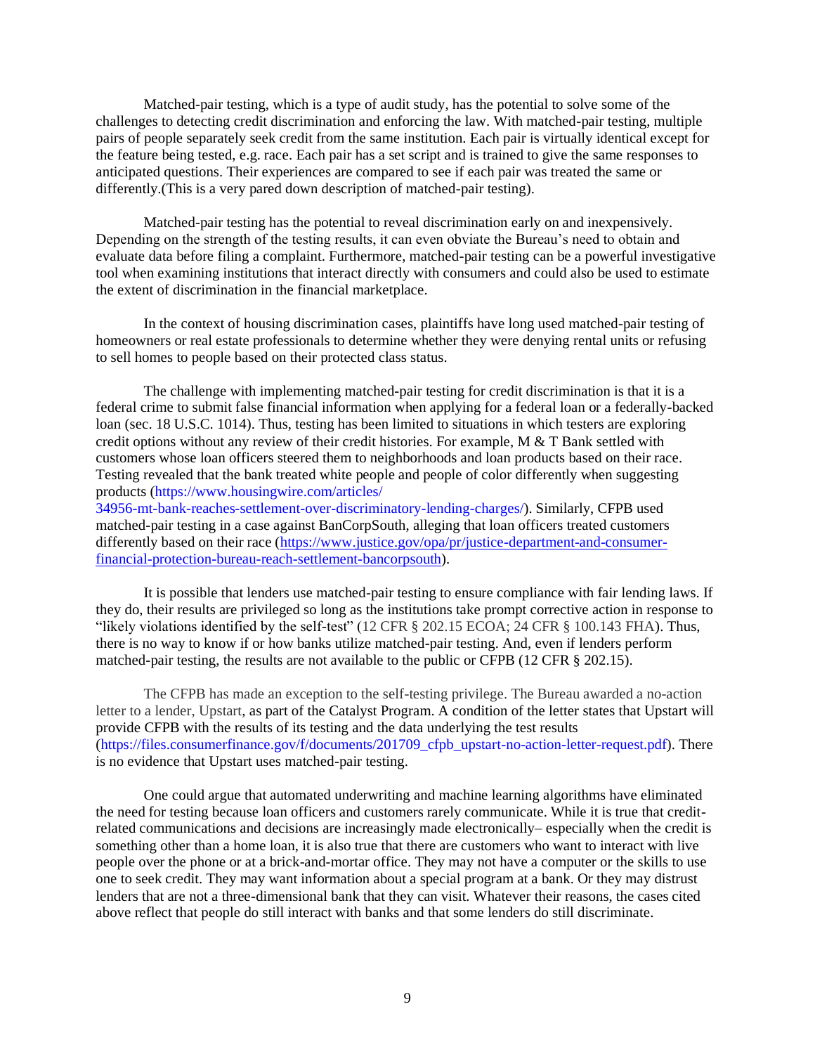Matched-pair testing, which is a type of audit study, has the potential to solve some of the challenges to detecting credit discrimination and enforcing the law. With matched-pair testing, multiple pairs of people separately seek credit from the same institution. Each pair is virtually identical except for the feature being tested, e.g. race. Each pair has a set script and is trained to give the same responses to anticipated questions. Their experiences are compared to see if each pair was treated the same or differently.(This is a very pared down description of matched-pair testing).

Matched-pair testing has the potential to reveal discrimination early on and inexpensively. Depending on the strength of the testing results, it can even obviate the Bureau's need to obtain and evaluate data before filing a complaint. Furthermore, matched-pair testing can be a powerful investigative tool when examining institutions that interact directly with consumers and could also be used to estimate the extent of discrimination in the financial marketplace.

In the context of housing discrimination cases, plaintiffs have long used matched-pair testing of homeowners or real estate professionals to determine whether they were denying rental units or refusing to sell homes to people based on their protected class status.

The challenge with implementing matched-pair testing for credit discrimination is that it is a federal crime to submit false financial information when applying for a federal loan or a federally-backed loan (sec. 18 U.S.C. 1014). Thus, testing has been limited to situations in which testers are exploring credit options without any review of their credit histories. For example, M & T Bank settled with customers whose loan officers steered them to neighborhoods and loan products based on their race. Testing revealed that the bank treated white people and people of color differently when suggesting products (https://www.housingwire.com/articles/34956-mt-bank-reaches-settlement-over-discriminatory-lending-charges/). Similarly, CFPB used matched-pair testing in a case against BanCorpSouth, alleging that loan officers treated customers differently based on their race (https://www.justice.gov/opa/pr/justice-department-and-consumer-financial-protection-bureau-reach-settlement-bancorpsouth).

It is possible that lenders use matched-pair testing to ensure compliance with fair lending laws. If they do, their results are privileged so long as the institutions take prompt corrective action in response to "likely violations identified by the self-test" (12 CFR § 202.15 ECOA; 24 CFR § 100.143 FHA). Thus, there is no way to know if or how banks utilize matched-pair testing. And, even if lenders perform matched-pair testing, the results are not available to the public or CFPB (12 CFR § 202.15).

The CFPB has made an exception to the self-testing privilege. The Bureau awarded a no-action letter to a lender, Upstart, as part of the Catalyst Program. A condition of the letter states that Upstart will provide CFPB with the results of its testing and the data underlying the test results (https://files.consumerfinance.gov/f/documents/201709_cfpb_upstart-no-action-letter-request.pdf). There is no evidence that Upstart uses matched-pair testing.

One could argue that automated underwriting and machine learning algorithms have eliminated the need for testing because loan officers and customers rarely communicate. While it is true that credit-related communications and decisions are increasingly made electronically– especially when the credit is something other than a home loan, it is also true that there are customers who want to interact with live people over the phone or at a brick-and-mortar office. They may not have a computer or the skills to use one to seek credit. They may want information about a special program at a bank. Or they may distrust lenders that are not a three-dimensional bank that they can visit. Whatever their reasons, the cases cited above reflect that people do still interact with banks and that some lenders do still discriminate.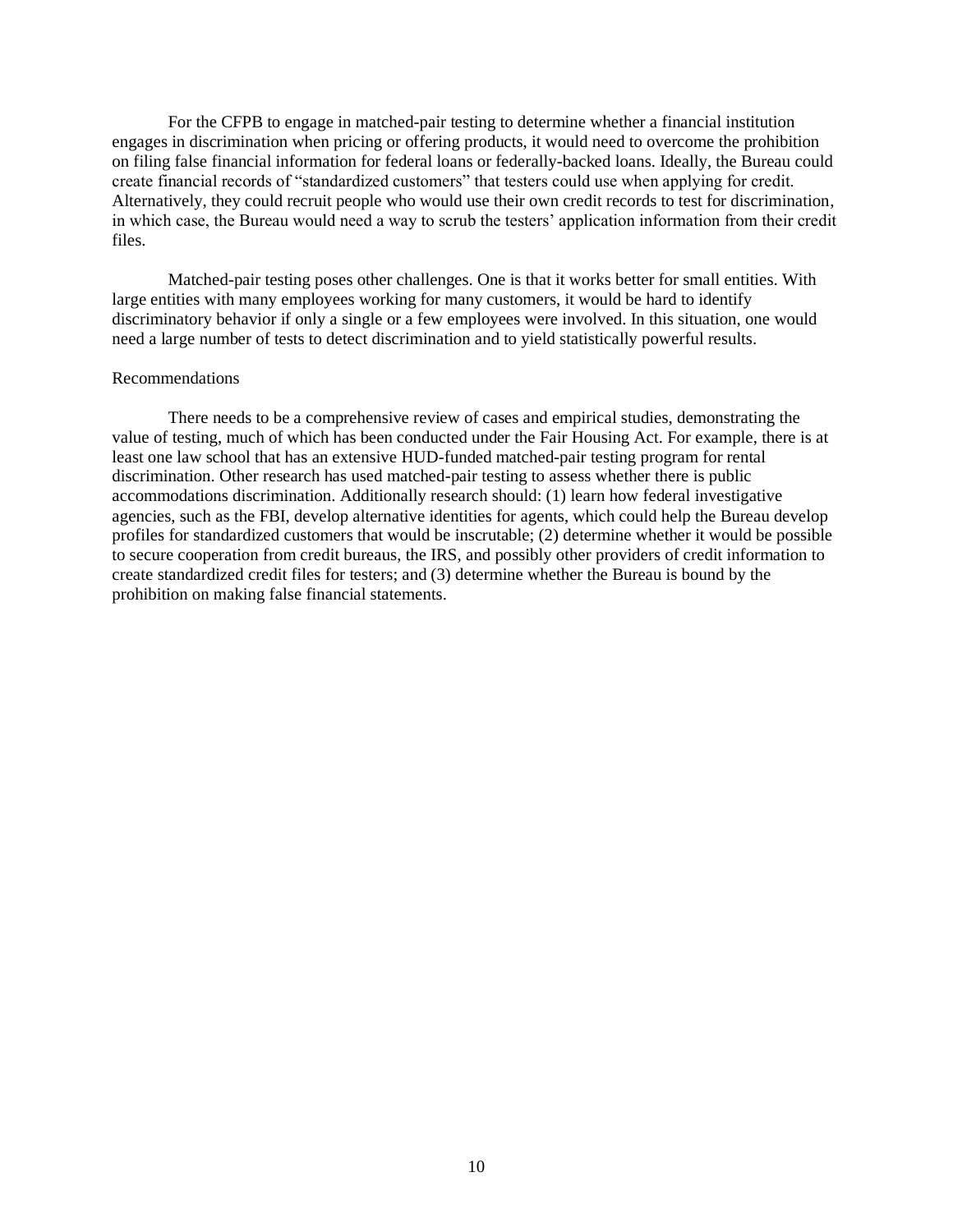For the CFPB to engage in matched-pair testing to determine whether a financial institution engages in discrimination when pricing or offering products, it would need to overcome the prohibition on filing false financial information for federal loans or federally-backed loans. Ideally, the Bureau could create financial records of "standardized customers" that testers could use when applying for credit. Alternatively, they could recruit people who would use their own credit records to test for discrimination, in which case, the Bureau would need a way to scrub the testers' application information from their credit files.

Matched-pair testing poses other challenges. One is that it works better for small entities. With large entities with many employees working for many customers, it would be hard to identify discriminatory behavior if only a single or a few employees were involved. In this situation, one would need a large number of tests to detect discrimination and to yield statistically powerful results.

Recommendations

There needs to be a comprehensive review of cases and empirical studies, demonstrating the value of testing, much of which has been conducted under the Fair Housing Act. For example, there is at least one law school that has an extensive HUD-funded matched-pair testing program for rental discrimination. Other research has used matched-pair testing to assess whether there is public accommodations discrimination. Additionally research should: (1) learn how federal investigative agencies, such as the FBI, develop alternative identities for agents, which could help the Bureau develop profiles for standardized customers that would be inscrutable; (2) determine whether it would be possible to secure cooperation from credit bureaus, the IRS, and possibly other providers of credit information to create standardized credit files for testers; and (3) determine whether the Bureau is bound by the prohibition on making false financial statements.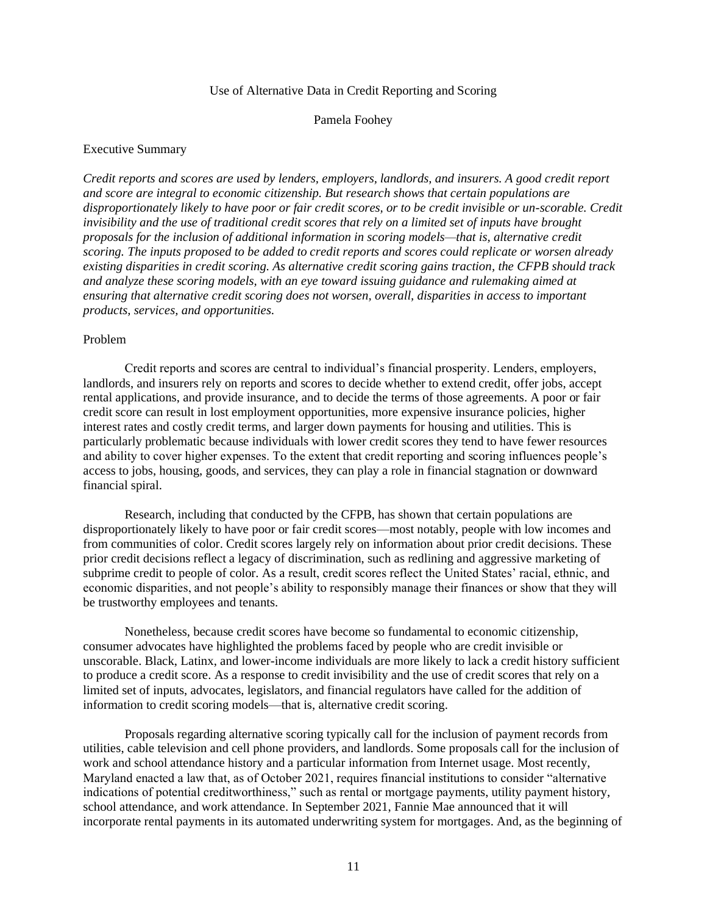## Use of Alternative Data in Credit Reporting and Scoring

Pamela Foohey

### Executive Summary

*Credit reports and scores are used by lenders, employers, landlords, and insurers. A good credit report and score are integral to economic citizenship. But research shows that certain populations are disproportionately likely to have poor or fair credit scores, or to be credit invisible or un-scorable. Credit invisibility and the use of traditional credit scores that rely on a limited set of inputs have brought proposals for the inclusion of additional information in scoring models—that is, alternative credit scoring. The inputs proposed to be added to credit reports and scores could replicate or worsen already existing disparities in credit scoring. As alternative credit scoring gains traction, the CFPB should track and analyze these scoring models, with an eye toward issuing guidance and rulemaking aimed at ensuring that alternative credit scoring does not worsen, overall, disparities in access to important products, services, and opportunities.*

### Problem

Credit reports and scores are central to individual's financial prosperity. Lenders, employers, landlords, and insurers rely on reports and scores to decide whether to extend credit, offer jobs, accept rental applications, and provide insurance, and to decide the terms of those agreements. A poor or fair credit score can result in lost employment opportunities, more expensive insurance policies, higher interest rates and costly credit terms, and larger down payments for housing and utilities. This is particularly problematic because individuals with lower credit scores they tend to have fewer resources and ability to cover higher expenses. To the extent that credit reporting and scoring influences people's access to jobs, housing, goods, and services, they can play a role in financial stagnation or downward financial spiral.

Research, including that conducted by the CFPB, has shown that certain populations are disproportionately likely to have poor or fair credit scores—most notably, people with low incomes and from communities of color. Credit scores largely rely on information about prior credit decisions. These prior credit decisions reflect a legacy of discrimination, such as redlining and aggressive marketing of subprime credit to people of color. As a result, credit scores reflect the United States' racial, ethnic, and economic disparities, and not people's ability to responsibly manage their finances or show that they will be trustworthy employees and tenants.

Nonetheless, because credit scores have become so fundamental to economic citizenship, consumer advocates have highlighted the problems faced by people who are credit invisible or unscorable. Black, Latinx, and lower-income individuals are more likely to lack a credit history sufficient to produce a credit score. As a response to credit invisibility and the use of credit scores that rely on a limited set of inputs, advocates, legislators, and financial regulators have called for the addition of information to credit scoring models—that is, alternative credit scoring.

Proposals regarding alternative scoring typically call for the inclusion of payment records from utilities, cable television and cell phone providers, and landlords. Some proposals call for the inclusion of work and school attendance history and a particular information from Internet usage. Most recently, Maryland enacted a law that, as of October 2021, requires financial institutions to consider "alternative indications of potential creditworthiness," such as rental or mortgage payments, utility payment history, school attendance, and work attendance. In September 2021, Fannie Mae announced that it will incorporate rental payments in its automated underwriting system for mortgages. And, as the beginning of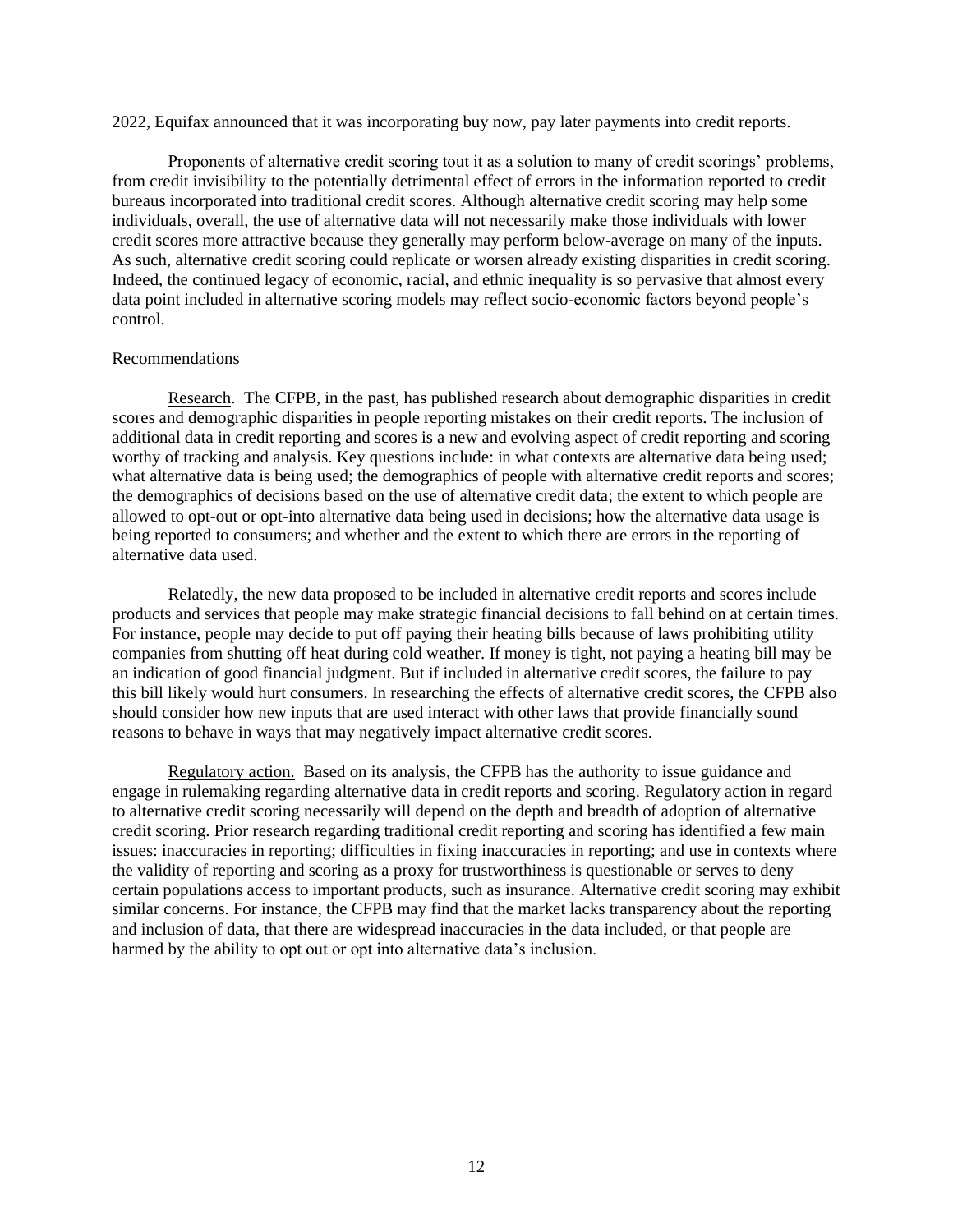2022, Equifax announced that it was incorporating buy now, pay later payments into credit reports.

Proponents of alternative credit scoring tout it as a solution to many of credit scorings' problems, from credit invisibility to the potentially detrimental effect of errors in the information reported to credit bureaus incorporated into traditional credit scores. Although alternative credit scoring may help some individuals, overall, the use of alternative data will not necessarily make those individuals with lower credit scores more attractive because they generally may perform below-average on many of the inputs. As such, alternative credit scoring could replicate or worsen already existing disparities in credit scoring. Indeed, the continued legacy of economic, racial, and ethnic inequality is so pervasive that almost every data point included in alternative scoring models may reflect socio-economic factors beyond people's control.

Recommendations

Research. The CFPB, in the past, has published research about demographic disparities in credit scores and demographic disparities in people reporting mistakes on their credit reports. The inclusion of additional data in credit reporting and scores is a new and evolving aspect of credit reporting and scoring worthy of tracking and analysis. Key questions include: in what contexts are alternative data being used; what alternative data is being used; the demographics of people with alternative credit reports and scores; the demographics of decisions based on the use of alternative credit data; the extent to which people are allowed to opt-out or opt-into alternative data being used in decisions; how the alternative data usage is being reported to consumers; and whether and the extent to which there are errors in the reporting of alternative data used.

Relatedly, the new data proposed to be included in alternative credit reports and scores include products and services that people may make strategic financial decisions to fall behind on at certain times. For instance, people may decide to put off paying their heating bills because of laws prohibiting utility companies from shutting off heat during cold weather. If money is tight, not paying a heating bill may be an indication of good financial judgment. But if included in alternative credit scores, the failure to pay this bill likely would hurt consumers. In researching the effects of alternative credit scores, the CFPB also should consider how new inputs that are used interact with other laws that provide financially sound reasons to behave in ways that may negatively impact alternative credit scores.

Regulatory action. Based on its analysis, the CFPB has the authority to issue guidance and engage in rulemaking regarding alternative data in credit reports and scoring. Regulatory action in regard to alternative credit scoring necessarily will depend on the depth and breadth of adoption of alternative credit scoring. Prior research regarding traditional credit reporting and scoring has identified a few main issues: inaccuracies in reporting; difficulties in fixing inaccuracies in reporting; and use in contexts where the validity of reporting and scoring as a proxy for trustworthiness is questionable or serves to deny certain populations access to important products, such as insurance. Alternative credit scoring may exhibit similar concerns. For instance, the CFPB may find that the market lacks transparency about the reporting and inclusion of data, that there are widespread inaccuracies in the data included, or that people are harmed by the ability to opt out or opt into alternative data's inclusion.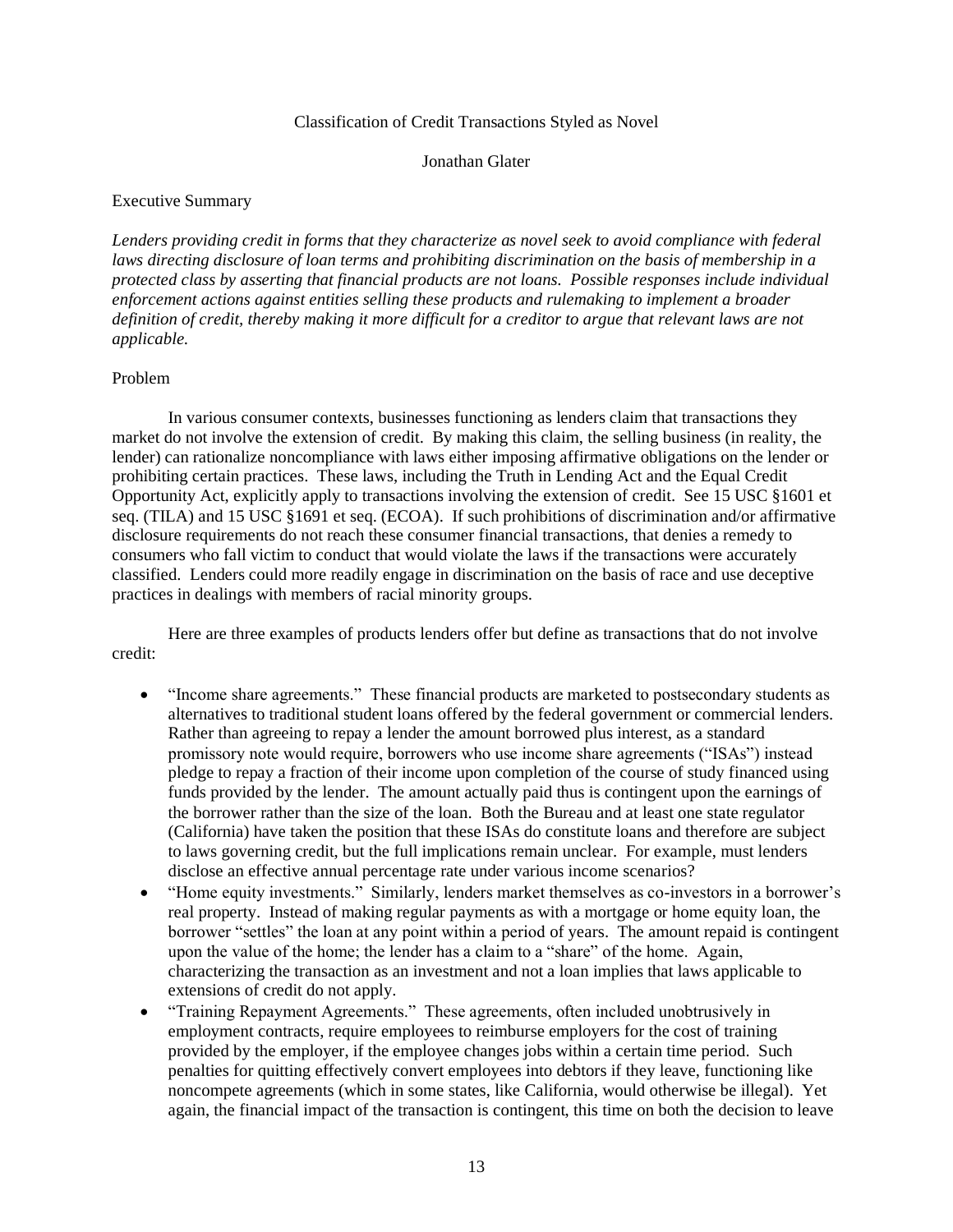# Classification of Credit Transactions Styled as Novel

Jonathan Glater

## Executive Summary

*Lenders providing credit in forms that they characterize as novel seek to avoid compliance with federal laws directing disclosure of loan terms and prohibiting discrimination on the basis of membership in a protected class by asserting that financial products are not loans. Possible responses include individual enforcement actions against entities selling these products and rulemaking to implement a broader definition of credit, thereby making it more difficult for a creditor to argue that relevant laws are not applicable.*

## Problem

In various consumer contexts, businesses functioning as lenders claim that transactions they market do not involve the extension of credit. By making this claim, the selling business (in reality, the lender) can rationalize noncompliance with laws either imposing affirmative obligations on the lender or prohibiting certain practices. These laws, including the Truth in Lending Act and the Equal Credit Opportunity Act, explicitly apply to transactions involving the extension of credit. See 15 USC §1601 et seq. (TILA) and 15 USC §1691 et seq. (ECOA). If such prohibitions of discrimination and/or affirmative disclosure requirements do not reach these consumer financial transactions, that denies a remedy to consumers who fall victim to conduct that would violate the laws if the transactions were accurately classified. Lenders could more readily engage in discrimination on the basis of race and use deceptive practices in dealings with members of racial minority groups.

Here are three examples of products lenders offer but define as transactions that do not involve credit:

- "Income share agreements." These financial products are marketed to postsecondary students as alternatives to traditional student loans offered by the federal government or commercial lenders. Rather than agreeing to repay a lender the amount borrowed plus interest, as a standard promissory note would require, borrowers who use income share agreements ("ISAs") instead pledge to repay a fraction of their income upon completion of the course of study financed using funds provided by the lender. The amount actually paid thus is contingent upon the earnings of the borrower rather than the size of the loan. Both the Bureau and at least one state regulator (California) have taken the position that these ISAs do constitute loans and therefore are subject to laws governing credit, but the full implications remain unclear. For example, must lenders disclose an effective annual percentage rate under various income scenarios?
- "Home equity investments." Similarly, lenders market themselves as co-investors in a borrower's real property. Instead of making regular payments as with a mortgage or home equity loan, the borrower "settles" the loan at any point within a period of years. The amount repaid is contingent upon the value of the home; the lender has a claim to a "share" of the home. Again, characterizing the transaction as an investment and not a loan implies that laws applicable to extensions of credit do not apply.
- "Training Repayment Agreements." These agreements, often included unobtrusively in employment contracts, require employees to reimburse employers for the cost of training provided by the employer, if the employee changes jobs within a certain time period. Such penalties for quitting effectively convert employees into debtors if they leave, functioning like noncompete agreements (which in some states, like California, would otherwise be illegal). Yet again, the financial impact of the transaction is contingent, this time on both the decision to leave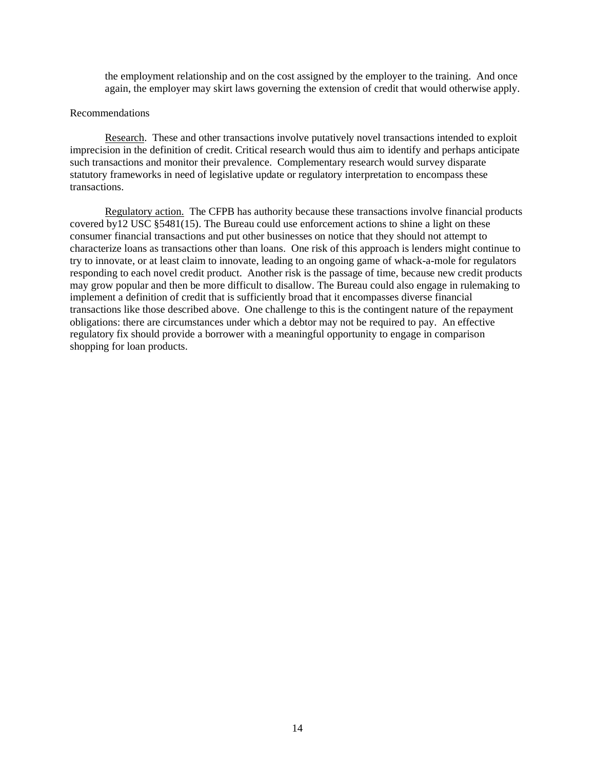the employment relationship and on the cost assigned by the employer to the training. And once again, the employer may skirt laws governing the extension of credit that would otherwise apply.

Recommendations

Research. These and other transactions involve putatively novel transactions intended to exploit imprecision in the definition of credit. Critical research would thus aim to identify and perhaps anticipate such transactions and monitor their prevalence. Complementary research would survey disparate statutory frameworks in need of legislative update or regulatory interpretation to encompass these transactions.

Regulatory action. The CFPB has authority because these transactions involve financial products covered by12 USC §5481(15). The Bureau could use enforcement actions to shine a light on these consumer financial transactions and put other businesses on notice that they should not attempt to characterize loans as transactions other than loans. One risk of this approach is lenders might continue to try to innovate, or at least claim to innovate, leading to an ongoing game of whack-a-mole for regulators responding to each novel credit product. Another risk is the passage of time, because new credit products may grow popular and then be more difficult to disallow. The Bureau could also engage in rulemaking to implement a definition of credit that is sufficiently broad that it encompasses diverse financial transactions like those described above. One challenge to this is the contingent nature of the repayment obligations: there are circumstances under which a debtor may not be required to pay. An effective regulatory fix should provide a borrower with a meaningful opportunity to engage in comparison shopping for loan products.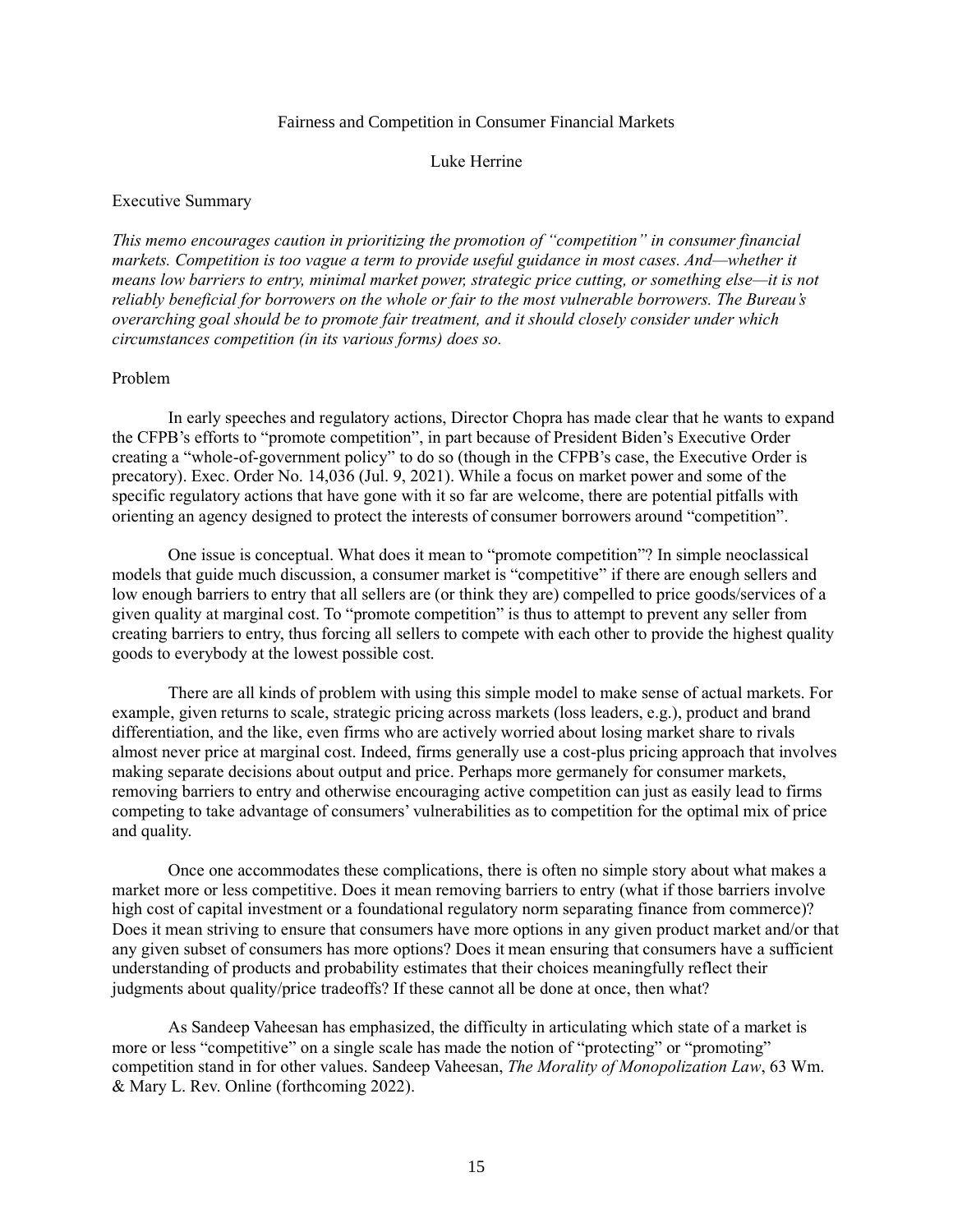# Fairness and Competition in Consumer Financial Markets

Luke Herrine

## Executive Summary

*This memo encourages caution in prioritizing the promotion of "competition" in consumer financial markets. Competition is too vague a term to provide useful guidance in most cases. And—whether it means low barriers to entry, minimal market power, strategic price cutting, or something else—it is not reliably beneficial for borrowers on the whole or fair to the most vulnerable borrowers. The Bureau's overarching goal should be to promote fair treatment, and it should closely consider under which circumstances competition (in its various forms) does so.*

## Problem

In early speeches and regulatory actions, Director Chopra has made clear that he wants to expand the CFPB's efforts to "promote competition", in part because of President Biden's Executive Order creating a "whole-of-government policy" to do so (though in the CFPB's case, the Executive Order is precatory). Exec. Order No. 14,036 (Jul. 9, 2021). While a focus on market power and some of the specific regulatory actions that have gone with it so far are welcome, there are potential pitfalls with orienting an agency designed to protect the interests of consumer borrowers around "competition".

One issue is conceptual. What does it mean to "promote competition"? In simple neoclassical models that guide much discussion, a consumer market is "competitive" if there are enough sellers and low enough barriers to entry that all sellers are (or think they are) compelled to price goods/services of a given quality at marginal cost. To "promote competition" is thus to attempt to prevent any seller from creating barriers to entry, thus forcing all sellers to compete with each other to provide the highest quality goods to everybody at the lowest possible cost.

There are all kinds of problem with using this simple model to make sense of actual markets. For example, given returns to scale, strategic pricing across markets (loss leaders, e.g.), product and brand differentiation, and the like, even firms who are actively worried about losing market share to rivals almost never price at marginal cost. Indeed, firms generally use a cost-plus pricing approach that involves making separate decisions about output and price. Perhaps more germanely for consumer markets, removing barriers to entry and otherwise encouraging active competition can just as easily lead to firms competing to take advantage of consumers' vulnerabilities as to competition for the optimal mix of price and quality.

Once one accommodates these complications, there is often no simple story about what makes a market more or less competitive. Does it mean removing barriers to entry (what if those barriers involve high cost of capital investment or a foundational regulatory norm separating finance from commerce)? Does it mean striving to ensure that consumers have more options in any given product market and/or that any given subset of consumers has more options? Does it mean ensuring that consumers have a sufficient understanding of products and probability estimates that their choices meaningfully reflect their judgments about quality/price tradeoffs? If these cannot all be done at once, then what?

As Sandeep Vaheesan has emphasized, the difficulty in articulating which state of a market is more or less "competitive" on a single scale has made the notion of "protecting" or "promoting" competition stand in for other values. Sandeep Vaheesan, *The Morality of Monopolization Law*, 63 Wm. & Mary L. Rev. Online (forthcoming 2022).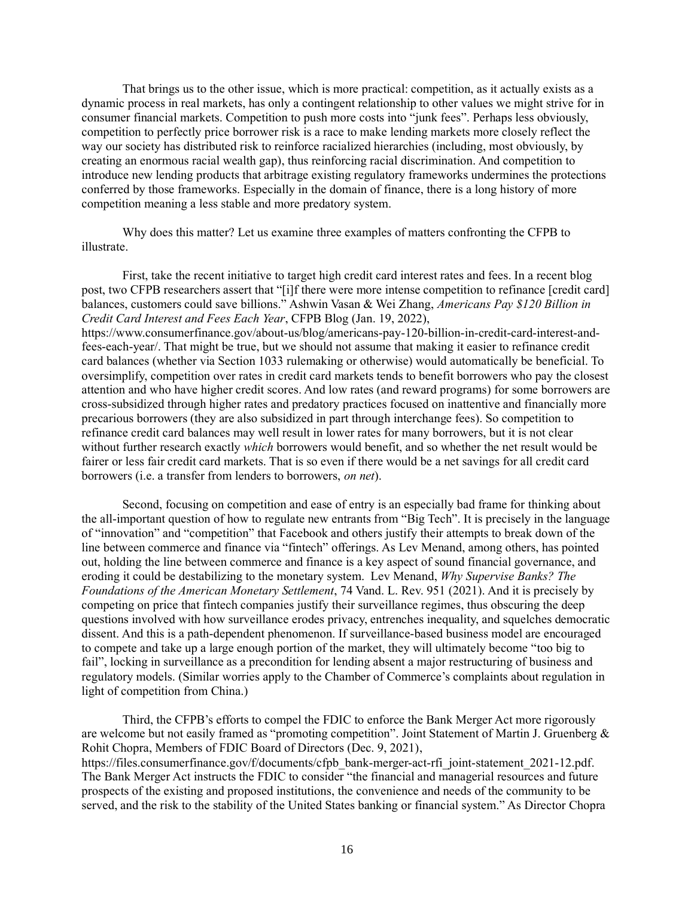That brings us to the other issue, which is more practical: competition, as it actually exists as a dynamic process in real markets, has only a contingent relationship to other values we might strive for in consumer financial markets. Competition to push more costs into "junk fees". Perhaps less obviously, competition to perfectly price borrower risk is a race to make lending markets more closely reflect the way our society has distributed risk to reinforce racialized hierarchies (including, most obviously, by creating an enormous racial wealth gap), thus reinforcing racial discrimination. And competition to introduce new lending products that arbitrage existing regulatory frameworks undermines the protections conferred by those frameworks. Especially in the domain of finance, there is a long history of more competition meaning a less stable and more predatory system.

Why does this matter? Let us examine three examples of matters confronting the CFPB to illustrate.

First, take the recent initiative to target high credit card interest rates and fees. In a recent blog post, two CFPB researchers assert that "[i]f there were more intense competition to refinance [credit card] balances, customers could save billions." Ashwin Vasan & Wei Zhang, *Americans Pay $120 Billion in Credit Card Interest and Fees Each Year*, CFPB Blog (Jan. 19, 2022), https://www.consumerfinance.gov/about-us/blog/americans-pay-120-billion-in-credit-card-interest-and-fees-each-year/. That might be true, but we should not assume that making it easier to refinance credit card balances (whether via Section 1033 rulemaking or otherwise) would automatically be beneficial. To oversimplify, competition over rates in credit card markets tends to benefit borrowers who pay the closest attention and who have higher credit scores. And low rates (and reward programs) for some borrowers are cross-subsidized through higher rates and predatory practices focused on inattentive and financially more precarious borrowers (they are also subsidized in part through interchange fees). So competition to refinance credit card balances may well result in lower rates for many borrowers, but it is not clear without further research exactly *which* borrowers would benefit, and so whether the net result would be fairer or less fair credit card markets. That is so even if there would be a net savings for all credit card borrowers (i.e. a transfer from lenders to borrowers, *on net*).

Second, focusing on competition and ease of entry is an especially bad frame for thinking about the all-important question of how to regulate new entrants from "Big Tech". It is precisely in the language of "innovation" and "competition" that Facebook and others justify their attempts to break down of the line between commerce and finance via "fintech" offerings. As Lev Menand, among others, has pointed out, holding the line between commerce and finance is a key aspect of sound financial governance, and eroding it could be destabilizing to the monetary system. Lev Menand, *Why Supervise Banks? The Foundations of the American Monetary Settlement*, 74 Vand. L. Rev. 951 (2021). And it is precisely by competing on price that fintech companies justify their surveillance regimes, thus obscuring the deep questions involved with how surveillance erodes privacy, entrenches inequality, and squelches democratic dissent. And this is a path-dependent phenomenon. If surveillance-based business model are encouraged to compete and take up a large enough portion of the market, they will ultimately become "too big to fail", locking in surveillance as a precondition for lending absent a major restructuring of business and regulatory models. (Similar worries apply to the Chamber of Commerce's complaints about regulation in light of competition from China.)

Third, the CFPB's efforts to compel the FDIC to enforce the Bank Merger Act more rigorously are welcome but not easily framed as "promoting competition". Joint Statement of Martin J. Gruenberg & Rohit Chopra, Members of FDIC Board of Directors (Dec. 9, 2021), https://files.consumerfinance.gov/f/documents/cfpb_bank-merger-act-rfi_joint-statement_2021-12.pdf. The Bank Merger Act instructs the FDIC to consider "the financial and managerial resources and future prospects of the existing and proposed institutions, the convenience and needs of the community to be served, and the risk to the stability of the United States banking or financial system." As Director Chopra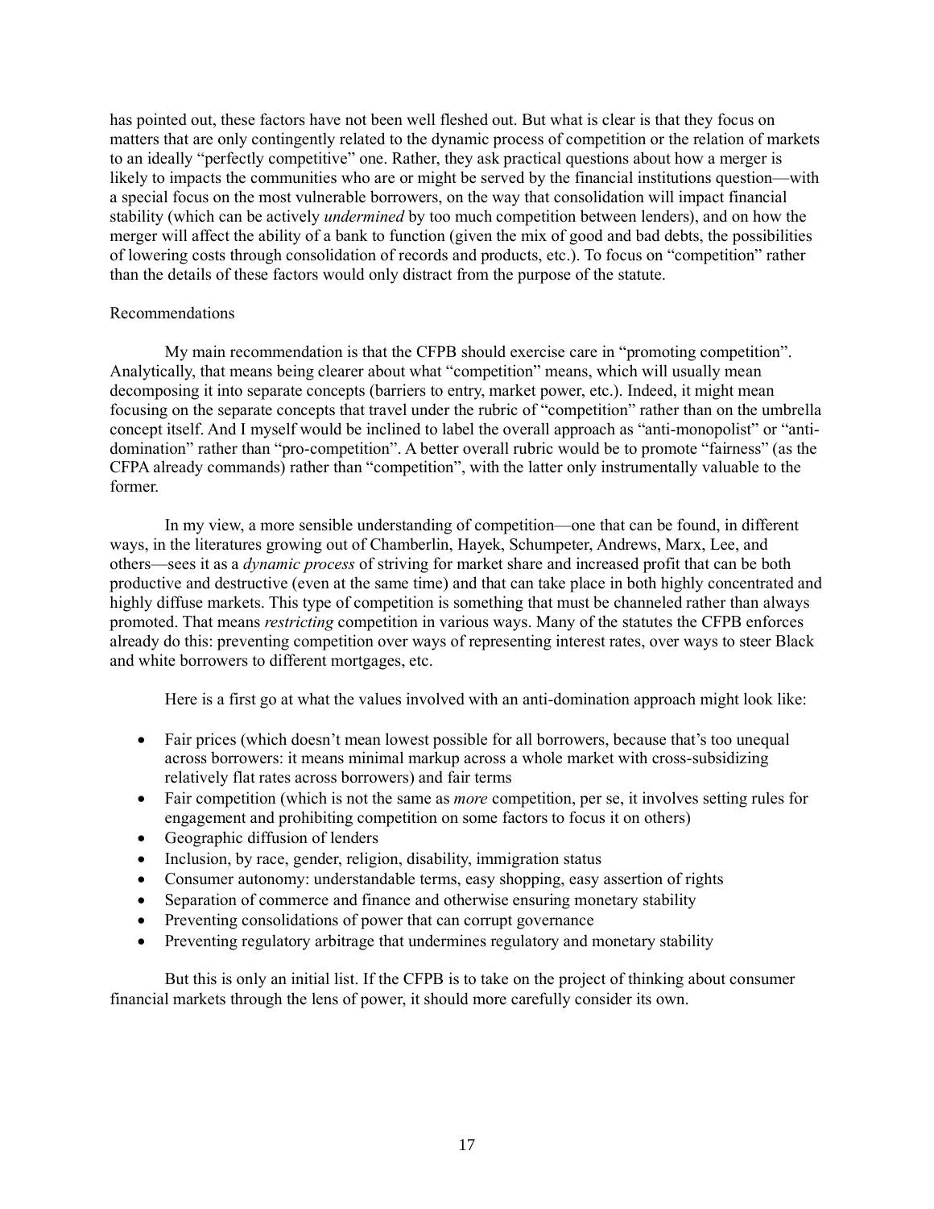has pointed out, these factors have not been well fleshed out. But what is clear is that they focus on matters that are only contingently related to the dynamic process of competition or the relation of markets to an ideally "perfectly competitive" one. Rather, they ask practical questions about how a merger is likely to impacts the communities who are or might be served by the financial institutions question—with a special focus on the most vulnerable borrowers, on the way that consolidation will impact financial stability (which can be actively *undermined* by too much competition between lenders), and on how the merger will affect the ability of a bank to function (given the mix of good and bad debts, the possibilities of lowering costs through consolidation of records and products, etc.). To focus on "competition" rather than the details of these factors would only distract from the purpose of the statute.

## Recommendations

My main recommendation is that the CFPB should exercise care in "promoting competition". Analytically, that means being clearer about what "competition" means, which will usually mean decomposing it into separate concepts (barriers to entry, market power, etc.). Indeed, it might mean focusing on the separate concepts that travel under the rubric of "competition" rather than on the umbrella concept itself. And I myself would be inclined to label the overall approach as "anti-monopolist" or "anti-domination" rather than "pro-competition". A better overall rubric would be to promote "fairness" (as the CFPA already commands) rather than "competition", with the latter only instrumentally valuable to the former.

In my view, a more sensible understanding of competition—one that can be found, in different ways, in the literatures growing out of Chamberlin, Hayek, Schumpeter, Andrews, Marx, Lee, and others—sees it as a *dynamic process* of striving for market share and increased profit that can be both productive and destructive (even at the same time) and that can take place in both highly concentrated and highly diffuse markets. This type of competition is something that must be channeled rather than always promoted. That means *restricting* competition in various ways. Many of the statutes the CFPB enforces already do this: preventing competition over ways of representing interest rates, over ways to steer Black and white borrowers to different mortgages, etc.

Here is a first go at what the values involved with an anti-domination approach might look like:

- Fair prices (which doesn't mean lowest possible for all borrowers, because that's too unequal across borrowers: it means minimal markup across a whole market with cross-subsidizing relatively flat rates across borrowers) and fair terms
- Fair competition (which is not the same as *more* competition, per se, it involves setting rules for engagement and prohibiting competition on some factors to focus it on others)
- Geographic diffusion of lenders
- Inclusion, by race, gender, religion, disability, immigration status
- Consumer autonomy: understandable terms, easy shopping, easy assertion of rights
- Separation of commerce and finance and otherwise ensuring monetary stability
- Preventing consolidations of power that can corrupt governance
- Preventing regulatory arbitrage that undermines regulatory and monetary stability

But this is only an initial list. If the CFPB is to take on the project of thinking about consumer financial markets through the lens of power, it should more carefully consider its own.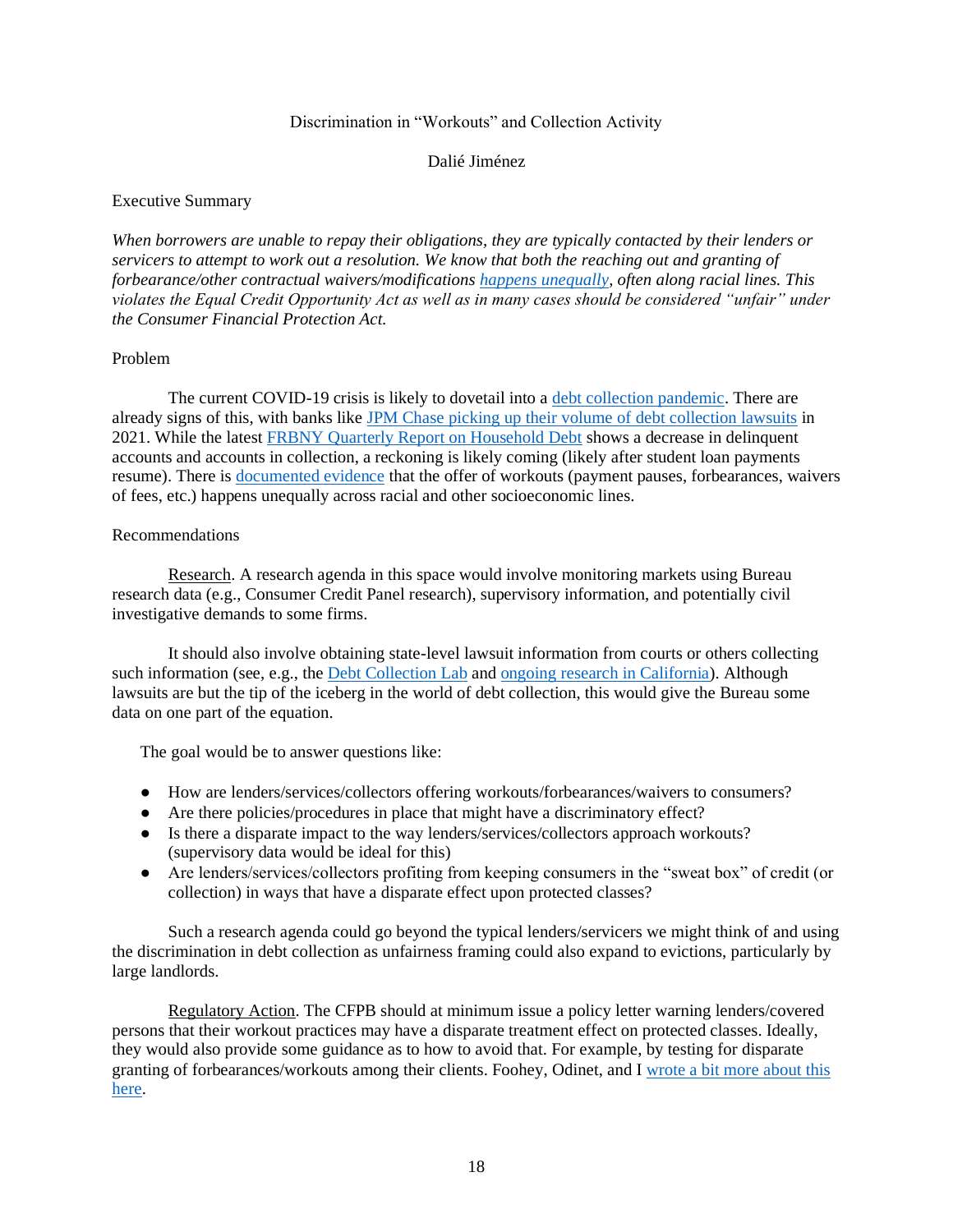## Discrimination in "Workouts" and Collection Activity

Dalié Jiménez

### Executive Summary

*When borrowers are unable to repay their obligations, they are typically contacted by their lenders or servicers to attempt to work out a resolution. We know that both the reaching out and granting of forbearance/other contractual waivers/modifications happens unequally, often along racial lines. This violates the Equal Credit Opportunity Act as well as in many cases should be considered "unfair" under the Consumer Financial Protection Act.*

### Problem

The current COVID-19 crisis is likely to dovetail into a debt collection pandemic. There are already signs of this, with banks like JPM Chase picking up their volume of debt collection lawsuits in 2021. While the latest FRBNY Quarterly Report on Household Debt shows a decrease in delinquent accounts and accounts in collection, a reckoning is likely coming (likely after student loan payments resume). There is documented evidence that the offer of workouts (payment pauses, forbearances, waivers of fees, etc.) happens unequally across racial and other socioeconomic lines.

### Recommendations

Research. A research agenda in this space would involve monitoring markets using Bureau research data (e.g., Consumer Credit Panel research), supervisory information, and potentially civil investigative demands to some firms.

It should also involve obtaining state-level lawsuit information from courts or others collecting such information (see, e.g., the Debt Collection Lab and ongoing research in California). Although lawsuits are but the tip of the iceberg in the world of debt collection, this would give the Bureau some data on one part of the equation.

The goal would be to answer questions like:

- How are lenders/services/collectors offering workouts/forbearances/waivers to consumers?
- Are there policies/procedures in place that might have a discriminatory effect?
- Is there a disparate impact to the way lenders/services/collectors approach workouts? (supervisory data would be ideal for this)
- Are lenders/services/collectors profiting from keeping consumers in the "sweat box" of credit (or collection) in ways that have a disparate effect upon protected classes?

Such a research agenda could go beyond the typical lenders/servicers we might think of and using the discrimination in debt collection as unfairness framing could also expand to evictions, particularly by large landlords.

Regulatory Action. The CFPB should at minimum issue a policy letter warning lenders/covered persons that their workout practices may have a disparate treatment effect on protected classes. Ideally, they would also provide some guidance as to how to avoid that. For example, by testing for disparate granting of forbearances/workouts among their clients. Foohey, Odinet, and I wrote a bit more about this here.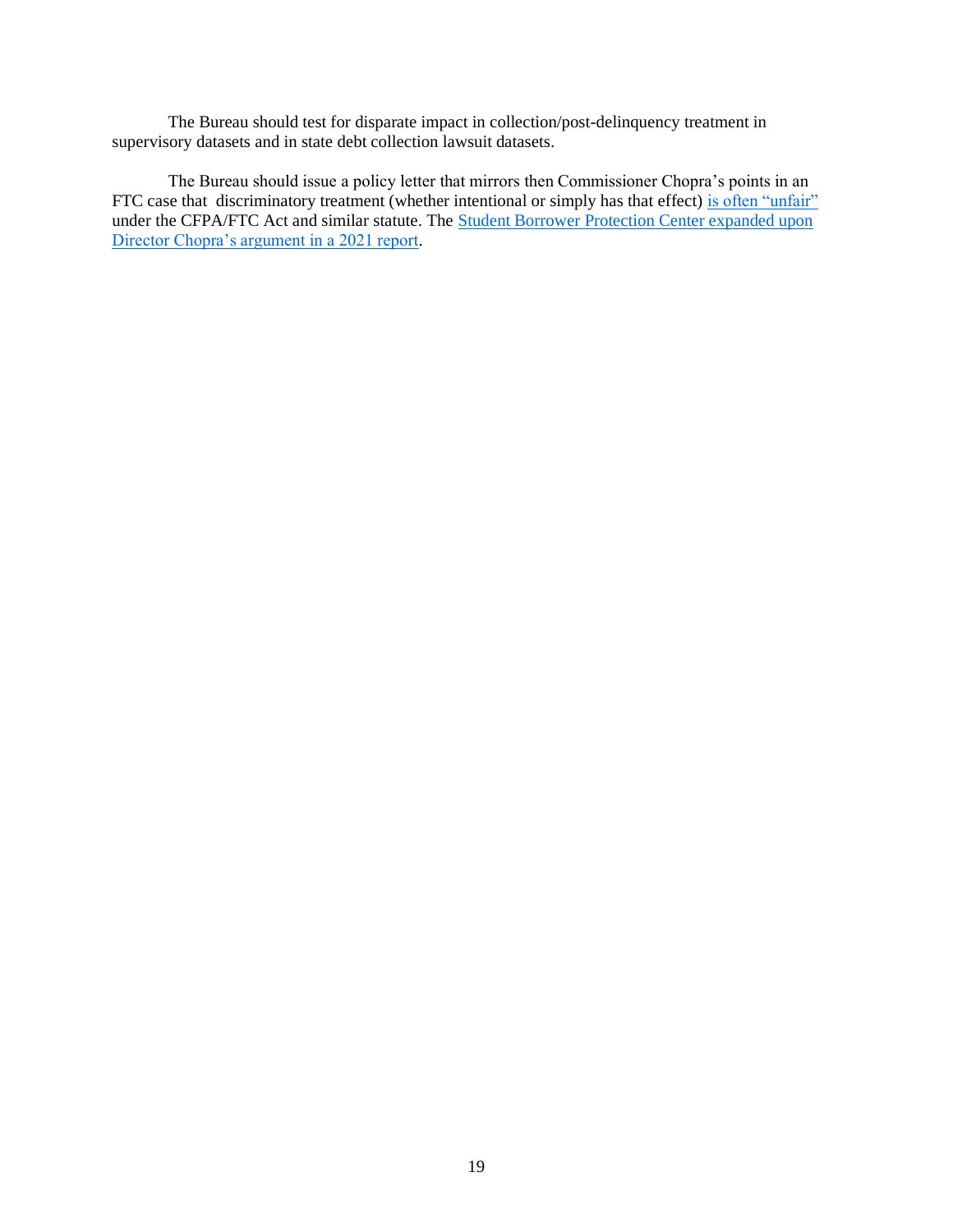The Bureau should test for disparate impact in collection/post-delinquency treatment in supervisory datasets and in state debt collection lawsuit datasets.

The Bureau should issue a policy letter that mirrors then Commissioner Chopra's points in an FTC case that  discriminatory treatment (whether intentional or simply has that effect) is often "unfair" under the CFPA/FTC Act and similar statute. The Student Borrower Protection Center expanded upon Director Chopra's argument in a 2021 report.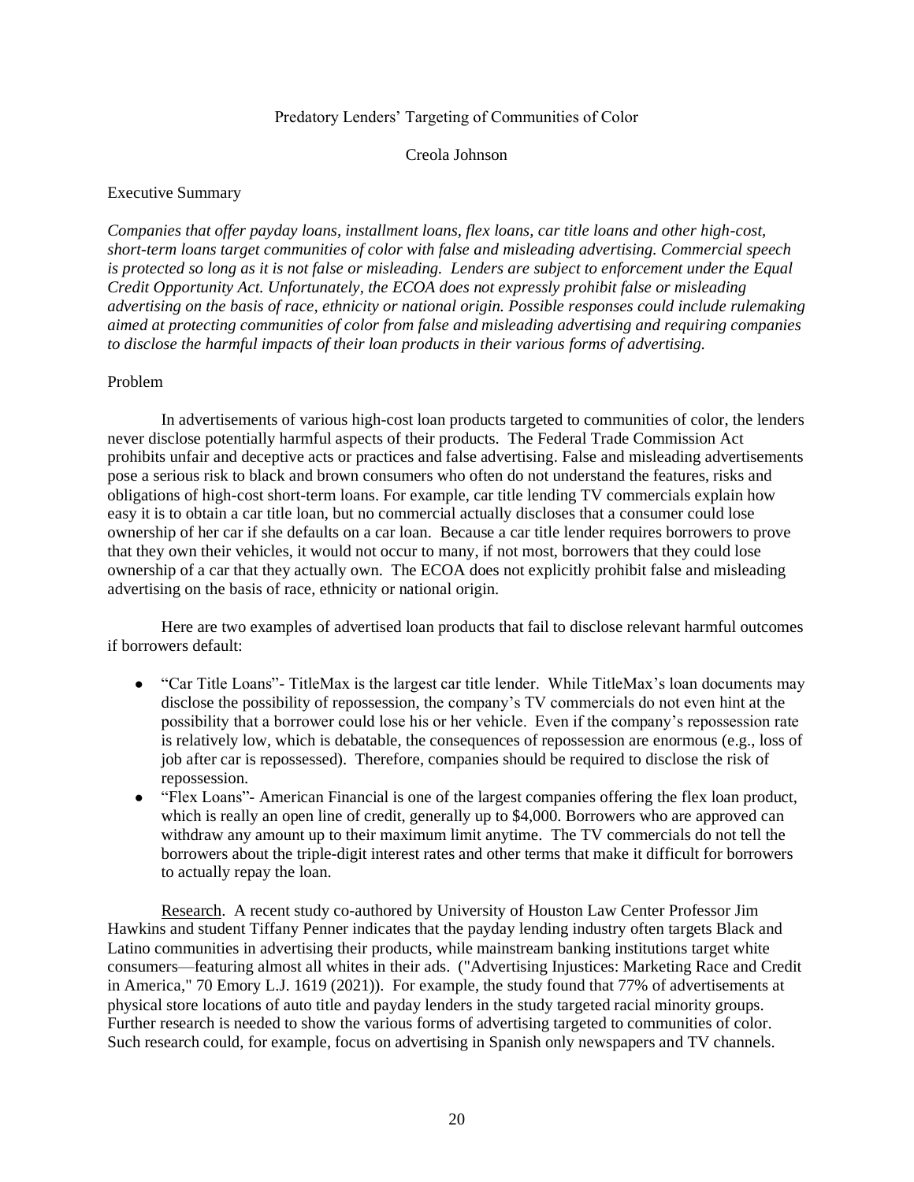# Predatory Lenders' Targeting of Communities of Color

Creola Johnson

## Executive Summary

*Companies that offer payday loans, installment loans, flex loans, car title loans and other high-cost, short-term loans target communities of color with false and misleading advertising. Commercial speech is protected so long as it is not false or misleading. Lenders are subject to enforcement under the Equal Credit Opportunity Act. Unfortunately, the ECOA does not expressly prohibit false or misleading advertising on the basis of race, ethnicity or national origin. Possible responses could include rulemaking aimed at protecting communities of color from false and misleading advertising and requiring companies to disclose the harmful impacts of their loan products in their various forms of advertising.*

## Problem

In advertisements of various high-cost loan products targeted to communities of color, the lenders never disclose potentially harmful aspects of their products. The Federal Trade Commission Act prohibits unfair and deceptive acts or practices and false advertising. False and misleading advertisements pose a serious risk to black and brown consumers who often do not understand the features, risks and obligations of high-cost short-term loans. For example, car title lending TV commercials explain how easy it is to obtain a car title loan, but no commercial actually discloses that a consumer could lose ownership of her car if she defaults on a car loan. Because a car title lender requires borrowers to prove that they own their vehicles, it would not occur to many, if not most, borrowers that they could lose ownership of a car that they actually own. The ECOA does not explicitly prohibit false and misleading advertising on the basis of race, ethnicity or national origin.

Here are two examples of advertised loan products that fail to disclose relevant harmful outcomes if borrowers default:

- "Car Title Loans"- TitleMax is the largest car title lender. While TitleMax's loan documents may disclose the possibility of repossession, the company's TV commercials do not even hint at the possibility that a borrower could lose his or her vehicle. Even if the company's repossession rate is relatively low, which is debatable, the consequences of repossession are enormous (e.g., loss of job after car is repossessed). Therefore, companies should be required to disclose the risk of repossession.
- "Flex Loans"- American Financial is one of the largest companies offering the flex loan product, which is really an open line of credit, generally up to $4,000. Borrowers who are approved can withdraw any amount up to their maximum limit anytime. The TV commercials do not tell the borrowers about the triple-digit interest rates and other terms that make it difficult for borrowers to actually repay the loan.

Research. A recent study co-authored by University of Houston Law Center Professor Jim Hawkins and student Tiffany Penner indicates that the payday lending industry often targets Black and Latino communities in advertising their products, while mainstream banking institutions target white consumers—featuring almost all whites in their ads. ("Advertising Injustices: Marketing Race and Credit in America," 70 Emory L.J. 1619 (2021)). For example, the study found that 77% of advertisements at physical store locations of auto title and payday lenders in the study targeted racial minority groups. Further research is needed to show the various forms of advertising targeted to communities of color. Such research could, for example, focus on advertising in Spanish only newspapers and TV channels.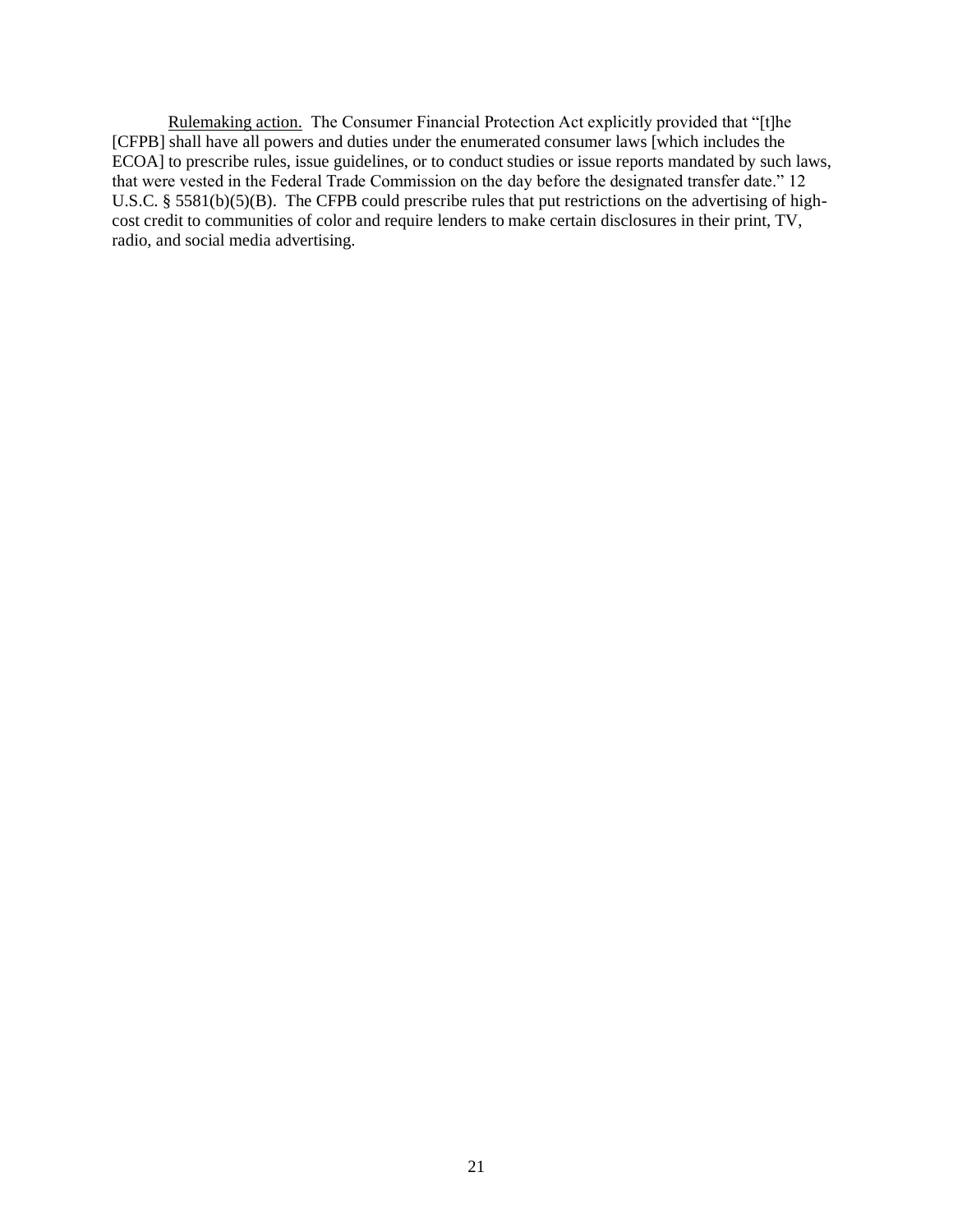<u>Rulemaking action.</u> The Consumer Financial Protection Act explicitly provided that "[t]he [CFPB] shall have all powers and duties under the enumerated consumer laws [which includes the ECOA] to prescribe rules, issue guidelines, or to conduct studies or issue reports mandated by such laws, that were vested in the Federal Trade Commission on the day before the designated transfer date." 12 U.S.C. § 5581(b)(5)(B). The CFPB could prescribe rules that put restrictions on the advertising of high-cost credit to communities of color and require lenders to make certain disclosures in their print, TV, radio, and social media advertising.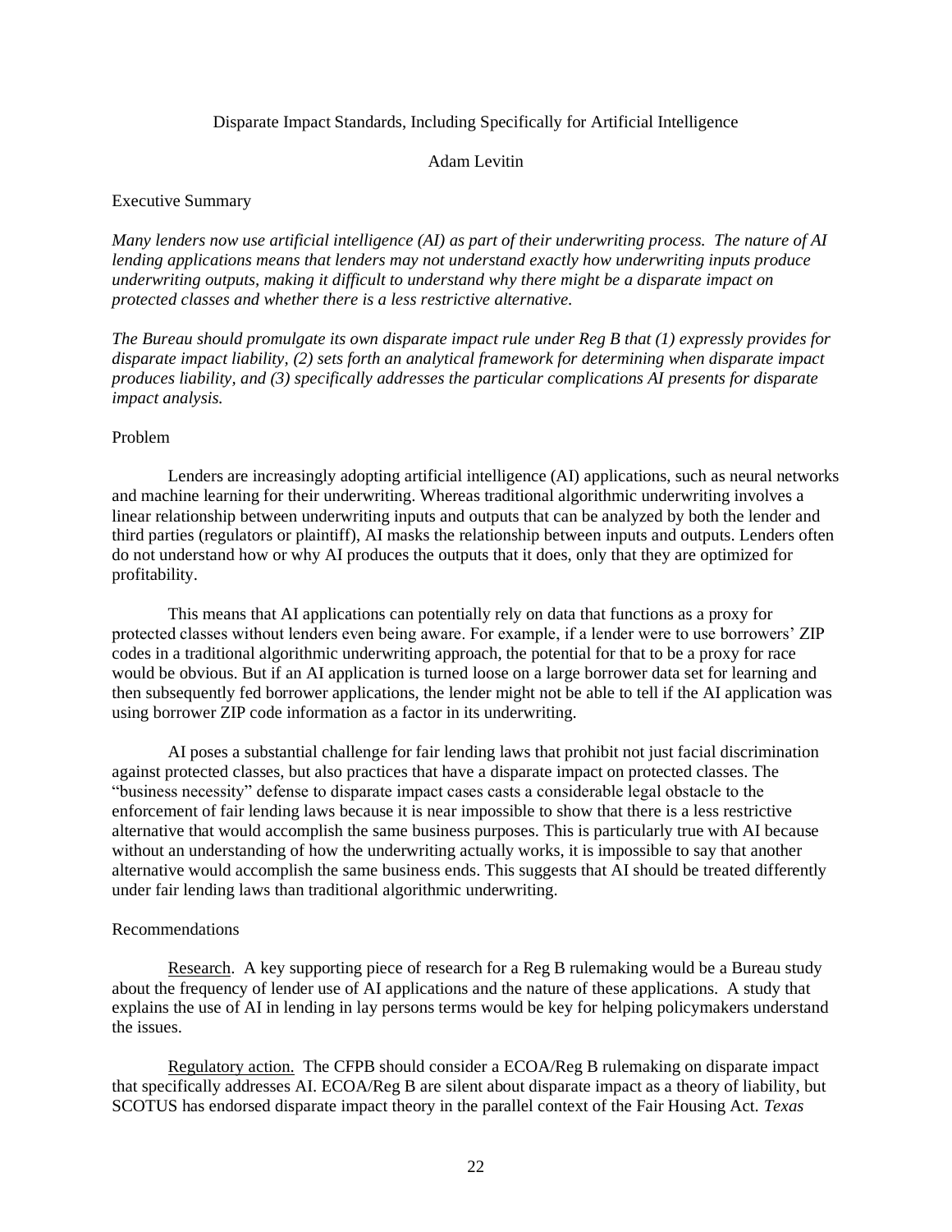Disparate Impact Standards, Including Specifically for Artificial Intelligence

Adam Levitin

Executive Summary

*Many lenders now use artificial intelligence (AI) as part of their underwriting process. The nature of AI lending applications means that lenders may not understand exactly how underwriting inputs produce underwriting outputs, making it difficult to understand why there might be a disparate impact on protected classes and whether there is a less restrictive alternative.*

*The Bureau should promulgate its own disparate impact rule under Reg B that (1) expressly provides for disparate impact liability, (2) sets forth an analytical framework for determining when disparate impact produces liability, and (3) specifically addresses the particular complications AI presents for disparate impact analysis.*

Problem

Lenders are increasingly adopting artificial intelligence (AI) applications, such as neural networks and machine learning for their underwriting. Whereas traditional algorithmic underwriting involves a linear relationship between underwriting inputs and outputs that can be analyzed by both the lender and third parties (regulators or plaintiff), AI masks the relationship between inputs and outputs. Lenders often do not understand how or why AI produces the outputs that it does, only that they are optimized for profitability.

This means that AI applications can potentially rely on data that functions as a proxy for protected classes without lenders even being aware. For example, if a lender were to use borrowers' ZIP codes in a traditional algorithmic underwriting approach, the potential for that to be a proxy for race would be obvious. But if an AI application is turned loose on a large borrower data set for learning and then subsequently fed borrower applications, the lender might not be able to tell if the AI application was using borrower ZIP code information as a factor in its underwriting.

AI poses a substantial challenge for fair lending laws that prohibit not just facial discrimination against protected classes, but also practices that have a disparate impact on protected classes. The "business necessity" defense to disparate impact cases casts a considerable legal obstacle to the enforcement of fair lending laws because it is near impossible to show that there is a less restrictive alternative that would accomplish the same business purposes. This is particularly true with AI because without an understanding of how the underwriting actually works, it is impossible to say that another alternative would accomplish the same business ends. This suggests that AI should be treated differently under fair lending laws than traditional algorithmic underwriting.

Recommendations

Research. A key supporting piece of research for a Reg B rulemaking would be a Bureau study about the frequency of lender use of AI applications and the nature of these applications. A study that explains the use of AI in lending in lay persons terms would be key for helping policymakers understand the issues.

Regulatory action. The CFPB should consider a ECOA/Reg B rulemaking on disparate impact that specifically addresses AI. ECOA/Reg B are silent about disparate impact as a theory of liability, but SCOTUS has endorsed disparate impact theory in the parallel context of the Fair Housing Act. *Texas*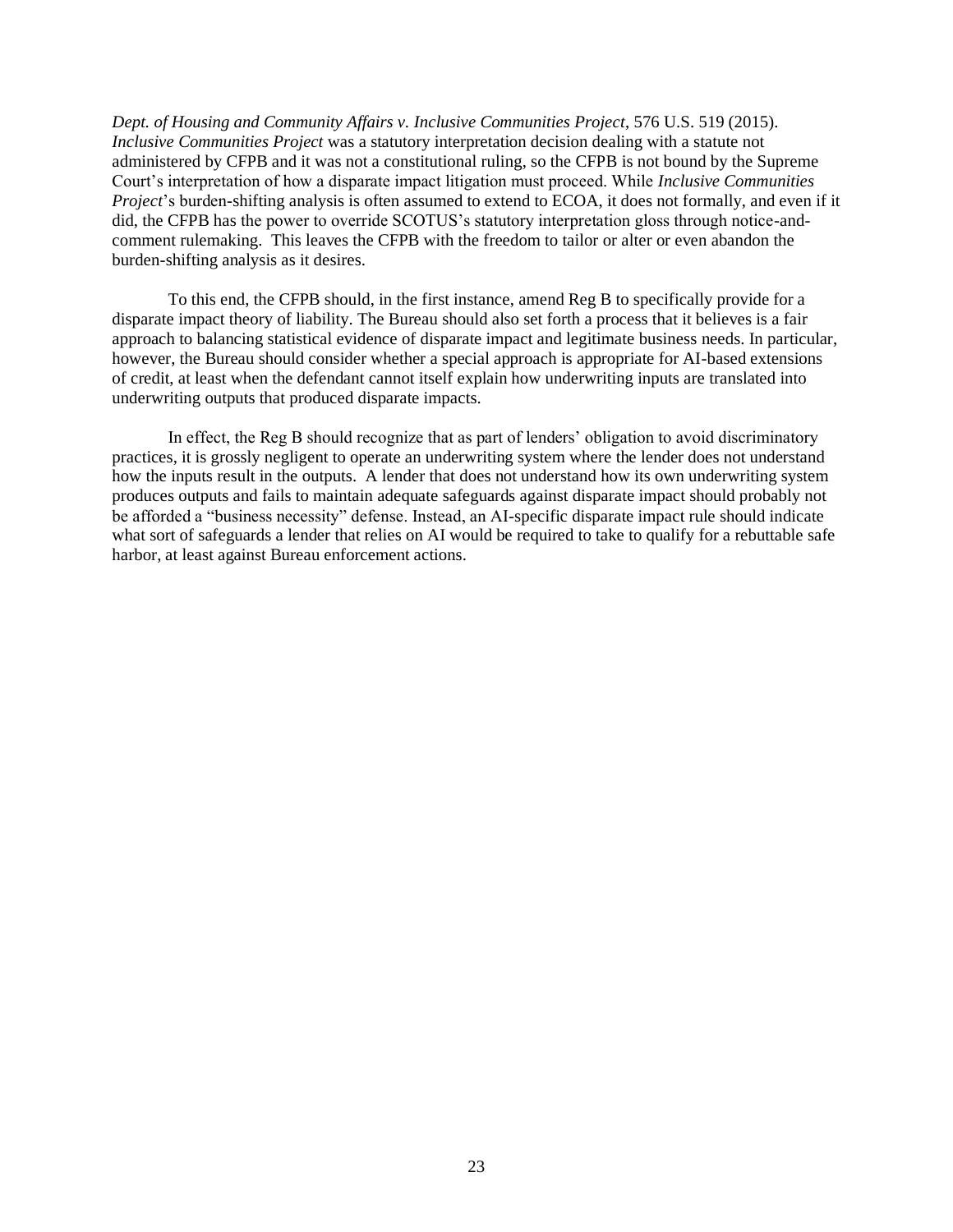*Dept. of Housing and Community Affairs v. Inclusive Communities Project*, 576 U.S. 519 (2015). *Inclusive Communities Project* was a statutory interpretation decision dealing with a statute not administered by CFPB and it was not a constitutional ruling, so the CFPB is not bound by the Supreme Court's interpretation of how a disparate impact litigation must proceed. While *Inclusive Communities Project*'s burden-shifting analysis is often assumed to extend to ECOA, it does not formally, and even if it did, the CFPB has the power to override SCOTUS's statutory interpretation gloss through notice-and-comment rulemaking. This leaves the CFPB with the freedom to tailor or alter or even abandon the burden-shifting analysis as it desires.

To this end, the CFPB should, in the first instance, amend Reg B to specifically provide for a disparate impact theory of liability. The Bureau should also set forth a process that it believes is a fair approach to balancing statistical evidence of disparate impact and legitimate business needs. In particular, however, the Bureau should consider whether a special approach is appropriate for AI-based extensions of credit, at least when the defendant cannot itself explain how underwriting inputs are translated into underwriting outputs that produced disparate impacts.

In effect, the Reg B should recognize that as part of lenders' obligation to avoid discriminatory practices, it is grossly negligent to operate an underwriting system where the lender does not understand how the inputs result in the outputs. A lender that does not understand how its own underwriting system produces outputs and fails to maintain adequate safeguards against disparate impact should probably not be afforded a "business necessity" defense. Instead, an AI-specific disparate impact rule should indicate what sort of safeguards a lender that relies on AI would be required to take to qualify for a rebuttable safe harbor, at least against Bureau enforcement actions.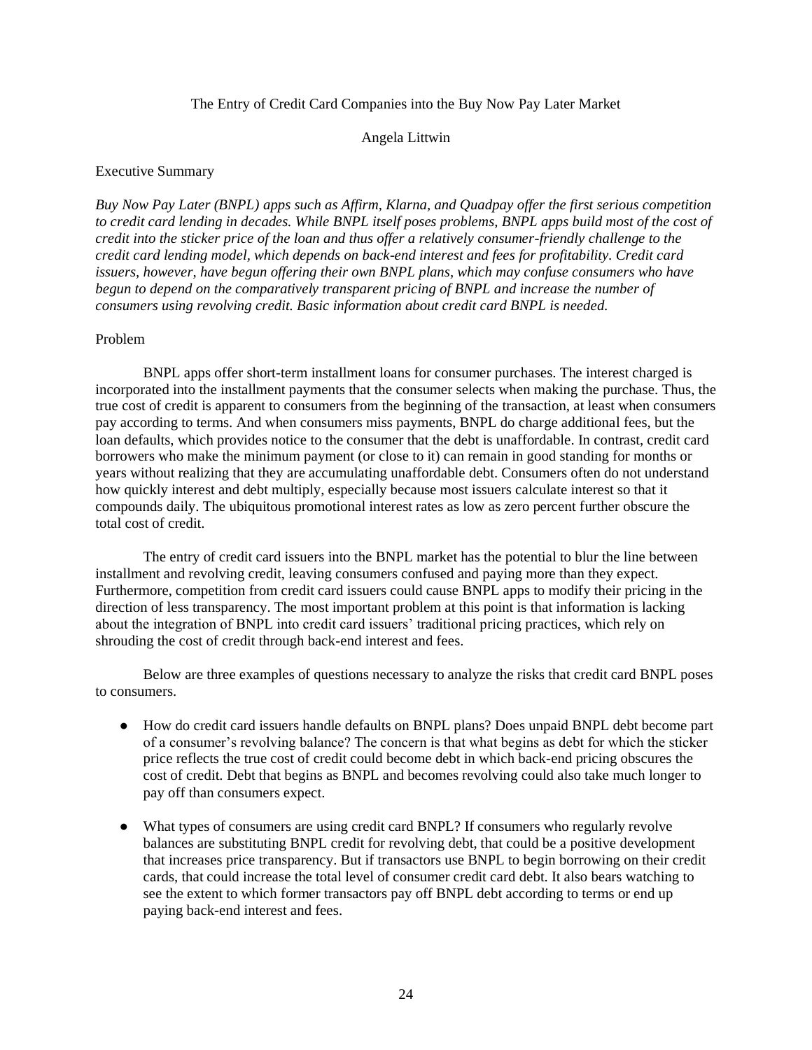# The Entry of Credit Card Companies into the Buy Now Pay Later Market

Angela Littwin

## Executive Summary

*Buy Now Pay Later (BNPL) apps such as Affirm, Klarna, and Quadpay offer the first serious competition to credit card lending in decades. While BNPL itself poses problems, BNPL apps build most of the cost of credit into the sticker price of the loan and thus offer a relatively consumer-friendly challenge to the credit card lending model, which depends on back-end interest and fees for profitability. Credit card issuers, however, have begun offering their own BNPL plans, which may confuse consumers who have begun to depend on the comparatively transparent pricing of BNPL and increase the number of consumers using revolving credit. Basic information about credit card BNPL is needed.*

## Problem

BNPL apps offer short-term installment loans for consumer purchases. The interest charged is incorporated into the installment payments that the consumer selects when making the purchase. Thus, the true cost of credit is apparent to consumers from the beginning of the transaction, at least when consumers pay according to terms. And when consumers miss payments, BNPL do charge additional fees, but the loan defaults, which provides notice to the consumer that the debt is unaffordable. In contrast, credit card borrowers who make the minimum payment (or close to it) can remain in good standing for months or years without realizing that they are accumulating unaffordable debt. Consumers often do not understand how quickly interest and debt multiply, especially because most issuers calculate interest so that it compounds daily. The ubiquitous promotional interest rates as low as zero percent further obscure the total cost of credit.

The entry of credit card issuers into the BNPL market has the potential to blur the line between installment and revolving credit, leaving consumers confused and paying more than they expect. Furthermore, competition from credit card issuers could cause BNPL apps to modify their pricing in the direction of less transparency. The most important problem at this point is that information is lacking about the integration of BNPL into credit card issuers' traditional pricing practices, which rely on shrouding the cost of credit through back-end interest and fees.

Below are three examples of questions necessary to analyze the risks that credit card BNPL poses to consumers.

- How do credit card issuers handle defaults on BNPL plans? Does unpaid BNPL debt become part of a consumer's revolving balance? The concern is that what begins as debt for which the sticker price reflects the true cost of credit could become debt in which back-end pricing obscures the cost of credit. Debt that begins as BNPL and becomes revolving could also take much longer to pay off than consumers expect.
- What types of consumers are using credit card BNPL? If consumers who regularly revolve balances are substituting BNPL credit for revolving debt, that could be a positive development that increases price transparency. But if transactors use BNPL to begin borrowing on their credit cards, that could increase the total level of consumer credit card debt. It also bears watching to see the extent to which former transactors pay off BNPL debt according to terms or end up paying back-end interest and fees.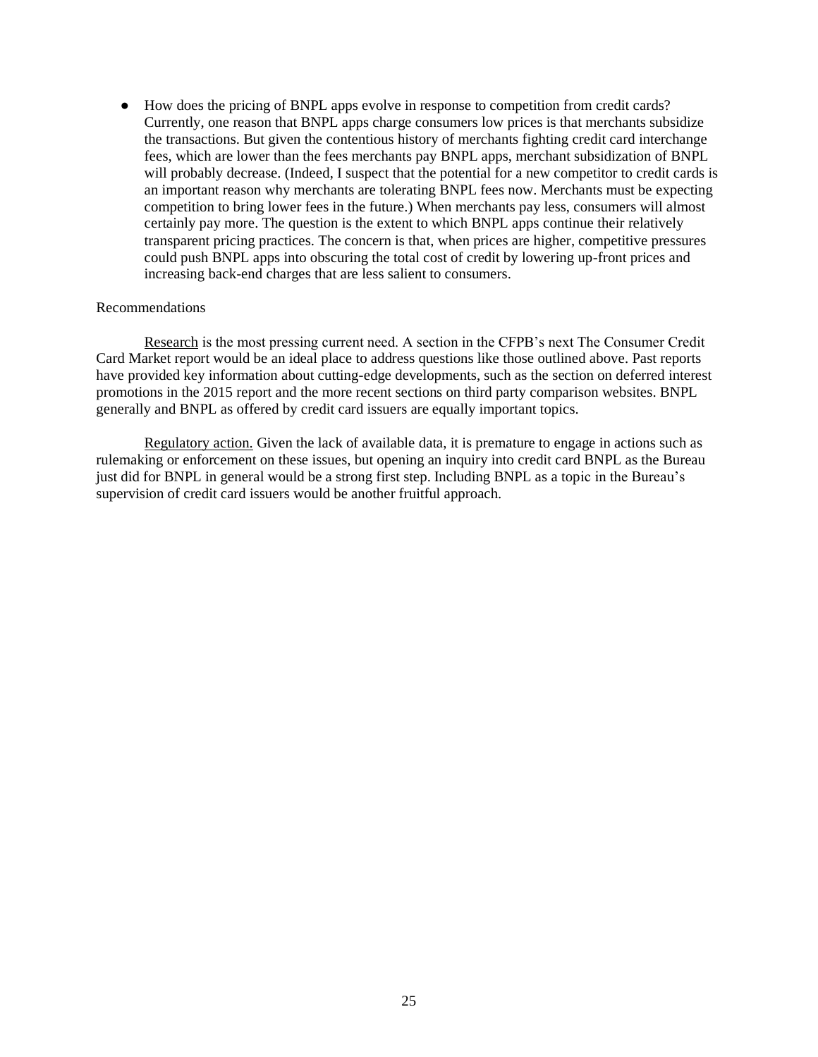- How does the pricing of BNPL apps evolve in response to competition from credit cards? Currently, one reason that BNPL apps charge consumers low prices is that merchants subsidize the transactions. But given the contentious history of merchants fighting credit card interchange fees, which are lower than the fees merchants pay BNPL apps, merchant subsidization of BNPL will probably decrease. (Indeed, I suspect that the potential for a new competitor to credit cards is an important reason why merchants are tolerating BNPL fees now. Merchants must be expecting competition to bring lower fees in the future.) When merchants pay less, consumers will almost certainly pay more. The question is the extent to which BNPL apps continue their relatively transparent pricing practices. The concern is that, when prices are higher, competitive pressures could push BNPL apps into obscuring the total cost of credit by lowering up-front prices and increasing back-end charges that are less salient to consumers.

Recommendations

<u>Research</u> is the most pressing current need. A section in the CFPB's next The Consumer Credit Card Market report would be an ideal place to address questions like those outlined above. Past reports have provided key information about cutting-edge developments, such as the section on deferred interest promotions in the 2015 report and the more recent sections on third party comparison websites. BNPL generally and BNPL as offered by credit card issuers are equally important topics.

<u>Regulatory action.</u> Given the lack of available data, it is premature to engage in actions such as rulemaking or enforcement on these issues, but opening an inquiry into credit card BNPL as the Bureau just did for BNPL in general would be a strong first step. Including BNPL as a topic in the Bureau's supervision of credit card issuers would be another fruitful approach.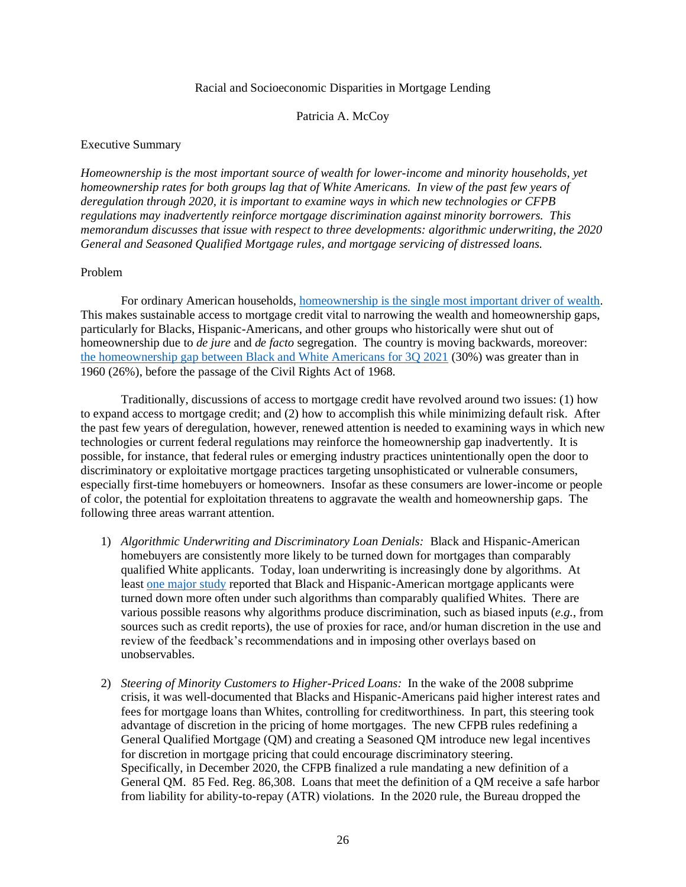Racial and Socioeconomic Disparities in Mortgage Lending

Patricia A. McCoy

## Executive Summary

*Homeownership is the most important source of wealth for lower-income and minority households, yet homeownership rates for both groups lag that of White Americans. In view of the past few years of deregulation through 2020, it is important to examine ways in which new technologies or CFPB regulations may inadvertently reinforce mortgage discrimination against minority borrowers. This memorandum discusses that issue with respect to three developments: algorithmic underwriting, the 2020 General and Seasoned Qualified Mortgage rules, and mortgage servicing of distressed loans.*

## Problem

For ordinary American households, homeownership is the single most important driver of wealth. This makes sustainable access to mortgage credit vital to narrowing the wealth and homeownership gaps, particularly for Blacks, Hispanic-Americans, and other groups who historically were shut out of homeownership due to *de jure* and *de facto* segregation. The country is moving backwards, moreover: the homeownership gap between Black and White Americans for 3Q 2021 (30%) was greater than in 1960 (26%), before the passage of the Civil Rights Act of 1968.

Traditionally, discussions of access to mortgage credit have revolved around two issues: (1) how to expand access to mortgage credit; and (2) how to accomplish this while minimizing default risk. After the past few years of deregulation, however, renewed attention is needed to examining ways in which new technologies or current federal regulations may reinforce the homeownership gap inadvertently. It is possible, for instance, that federal rules or emerging industry practices unintentionally open the door to discriminatory or exploitative mortgage practices targeting unsophisticated or vulnerable consumers, especially first-time homebuyers or homeowners. Insofar as these consumers are lower-income or people of color, the potential for exploitation threatens to aggravate the wealth and homeownership gaps. The following three areas warrant attention.

1) *Algorithmic Underwriting and Discriminatory Loan Denials:* Black and Hispanic-American homebuyers are consistently more likely to be turned down for mortgages than comparably qualified White applicants. Today, loan underwriting is increasingly done by algorithms. At least one major study reported that Black and Hispanic-American mortgage applicants were turned down more often under such algorithms than comparably qualified Whites. There are various possible reasons why algorithms produce discrimination, such as biased inputs (*e.g.*, from sources such as credit reports), the use of proxies for race, and/or human discretion in the use and review of the feedback's recommendations and in imposing other overlays based on unobservables.

2) *Steering of Minority Customers to Higher-Priced Loans:* In the wake of the 2008 subprime crisis, it was well-documented that Blacks and Hispanic-Americans paid higher interest rates and fees for mortgage loans than Whites, controlling for creditworthiness. In part, this steering took advantage of discretion in the pricing of home mortgages. The new CFPB rules redefining a General Qualified Mortgage (QM) and creating a Seasoned QM introduce new legal incentives for discretion in mortgage pricing that could encourage discriminatory steering. Specifically, in December 2020, the CFPB finalized a rule mandating a new definition of a General QM. 85 Fed. Reg. 86,308. Loans that meet the definition of a QM receive a safe harbor from liability for ability-to-repay (ATR) violations. In the 2020 rule, the Bureau dropped the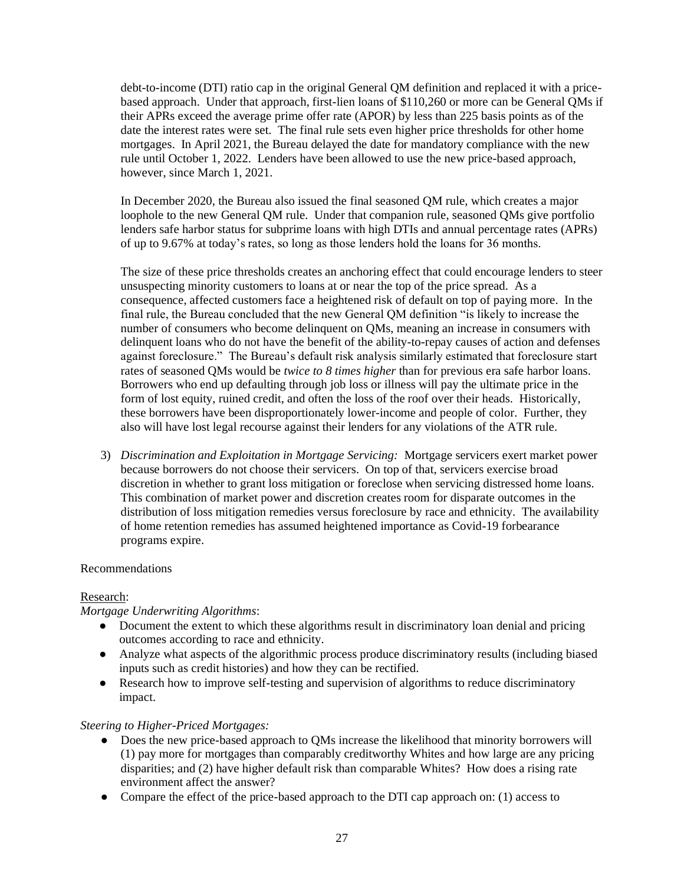debt-to-income (DTI) ratio cap in the original General QM definition and replaced it with a price-based approach. Under that approach, first-lien loans of $110,260 or more can be General QMs if their APRs exceed the average prime offer rate (APOR) by less than 225 basis points as of the date the interest rates were set. The final rule sets even higher price thresholds for other home mortgages. In April 2021, the Bureau delayed the date for mandatory compliance with the new rule until October 1, 2022. Lenders have been allowed to use the new price-based approach, however, since March 1, 2021.

In December 2020, the Bureau also issued the final seasoned QM rule, which creates a major loophole to the new General QM rule. Under that companion rule, seasoned QMs give portfolio lenders safe harbor status for subprime loans with high DTIs and annual percentage rates (APRs) of up to 9.67% at today's rates, so long as those lenders hold the loans for 36 months.

The size of these price thresholds creates an anchoring effect that could encourage lenders to steer unsuspecting minority customers to loans at or near the top of the price spread. As a consequence, affected customers face a heightened risk of default on top of paying more. In the final rule, the Bureau concluded that the new General QM definition "is likely to increase the number of consumers who become delinquent on QMs, meaning an increase in consumers with delinquent loans who do not have the benefit of the ability-to-repay causes of action and defenses against foreclosure." The Bureau's default risk analysis similarly estimated that foreclosure start rates of seasoned QMs would be *twice to 8 times higher* than for previous era safe harbor loans. Borrowers who end up defaulting through job loss or illness will pay the ultimate price in the form of lost equity, ruined credit, and often the loss of the roof over their heads. Historically, these borrowers have been disproportionately lower-income and people of color. Further, they also will have lost legal recourse against their lenders for any violations of the ATR rule.

3) *Discrimination and Exploitation in Mortgage Servicing:* Mortgage servicers exert market power because borrowers do not choose their servicers. On top of that, servicers exercise broad discretion in whether to grant loss mitigation or foreclose when servicing distressed home loans. This combination of market power and discretion creates room for disparate outcomes in the distribution of loss mitigation remedies versus foreclosure by race and ethnicity. The availability of home retention remedies has assumed heightened importance as Covid-19 forbearance programs expire.

Recommendations

Research:

*Mortgage Underwriting Algorithms*:

- Document the extent to which these algorithms result in discriminatory loan denial and pricing outcomes according to race and ethnicity.
- Analyze what aspects of the algorithmic process produce discriminatory results (including biased inputs such as credit histories) and how they can be rectified.
- Research how to improve self-testing and supervision of algorithms to reduce discriminatory impact.

*Steering to Higher-Priced Mortgages:*

- Does the new price-based approach to QMs increase the likelihood that minority borrowers will (1) pay more for mortgages than comparably creditworthy Whites and how large are any pricing disparities; and (2) have higher default risk than comparable Whites? How does a rising rate environment affect the answer?
- Compare the effect of the price-based approach to the DTI cap approach on: (1) access to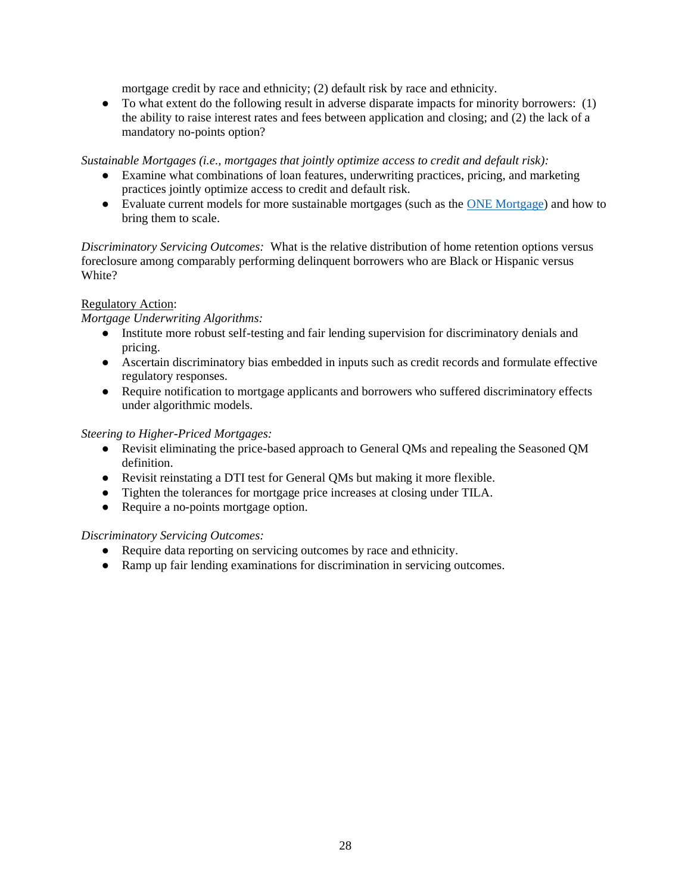mortgage credit by race and ethnicity; (2) default risk by race and ethnicity.

- To what extent do the following result in adverse disparate impacts for minority borrowers: (1) the ability to raise interest rates and fees between application and closing; and (2) the lack of a mandatory no-points option?

*Sustainable Mortgages (i.e., mortgages that jointly optimize access to credit and default risk):*

- Examine what combinations of loan features, underwriting practices, pricing, and marketing practices jointly optimize access to credit and default risk.
- Evaluate current models for more sustainable mortgages (such as the ONE Mortgage) and how to bring them to scale.

*Discriminatory Servicing Outcomes:* What is the relative distribution of home retention options versus foreclosure among comparably performing delinquent borrowers who are Black or Hispanic versus White?

Regulatory Action:

*Mortgage Underwriting Algorithms:*

- Institute more robust self-testing and fair lending supervision for discriminatory denials and pricing.
- Ascertain discriminatory bias embedded in inputs such as credit records and formulate effective regulatory responses.
- Require notification to mortgage applicants and borrowers who suffered discriminatory effects under algorithmic models.

*Steering to Higher-Priced Mortgages:*

- Revisit eliminating the price-based approach to General QMs and repealing the Seasoned QM definition.
- Revisit reinstating a DTI test for General QMs but making it more flexible.
- Tighten the tolerances for mortgage price increases at closing under TILA.
- Require a no-points mortgage option.

*Discriminatory Servicing Outcomes:*

- Require data reporting on servicing outcomes by race and ethnicity.
- Ramp up fair lending examinations for discrimination in servicing outcomes.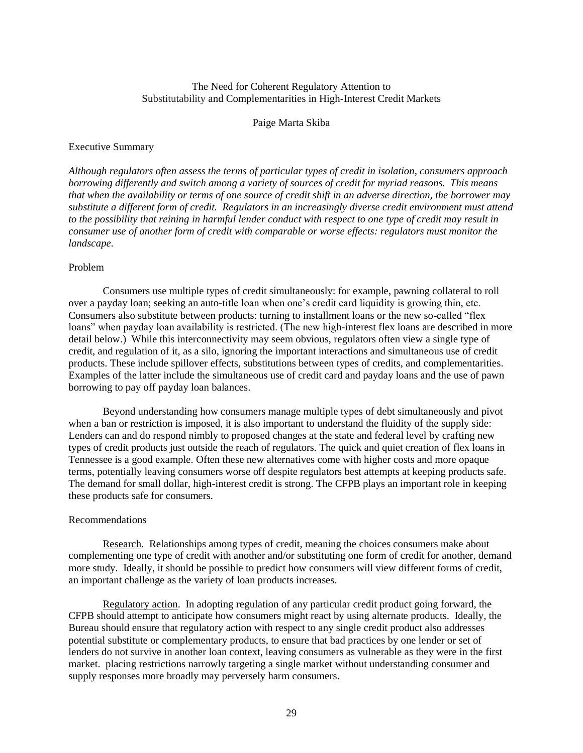# The Need for Coherent Regulatory Attention to Substitutability and Complementarities in High-Interest Credit Markets

Paige Marta Skiba

## Executive Summary

*Although regulators often assess the terms of particular types of credit in isolation, consumers approach borrowing differently and switch among a variety of sources of credit for myriad reasons. This means that when the availability or terms of one source of credit shift in an adverse direction, the borrower may substitute a different form of credit. Regulators in an increasingly diverse credit environment must attend to the possibility that reining in harmful lender conduct with respect to one type of credit may result in consumer use of another form of credit with comparable or worse effects: regulators must monitor the landscape.*

## Problem

Consumers use multiple types of credit simultaneously: for example, pawning collateral to roll over a payday loan; seeking an auto-title loan when one's credit card liquidity is growing thin, etc. Consumers also substitute between products: turning to installment loans or the new so-called "flex loans" when payday loan availability is restricted. (The new high-interest flex loans are described in more detail below.) While this interconnectivity may seem obvious, regulators often view a single type of credit, and regulation of it, as a silo, ignoring the important interactions and simultaneous use of credit products. These include spillover effects, substitutions between types of credits, and complementarities. Examples of the latter include the simultaneous use of credit card and payday loans and the use of pawn borrowing to pay off payday loan balances.

Beyond understanding how consumers manage multiple types of debt simultaneously and pivot when a ban or restriction is imposed, it is also important to understand the fluidity of the supply side: Lenders can and do respond nimbly to proposed changes at the state and federal level by crafting new types of credit products just outside the reach of regulators. The quick and quiet creation of flex loans in Tennessee is a good example. Often these new alternatives come with higher costs and more opaque terms, potentially leaving consumers worse off despite regulators best attempts at keeping products safe. The demand for small dollar, high-interest credit is strong. The CFPB plays an important role in keeping these products safe for consumers.

## Recommendations

Research. Relationships among types of credit, meaning the choices consumers make about complementing one type of credit with another and/or substituting one form of credit for another, demand more study. Ideally, it should be possible to predict how consumers will view different forms of credit, an important challenge as the variety of loan products increases.

Regulatory action. In adopting regulation of any particular credit product going forward, the CFPB should attempt to anticipate how consumers might react by using alternate products. Ideally, the Bureau should ensure that regulatory action with respect to any single credit product also addresses potential substitute or complementary products, to ensure that bad practices by one lender or set of lenders do not survive in another loan context, leaving consumers as vulnerable as they were in the first market. placing restrictions narrowly targeting a single market without understanding consumer and supply responses more broadly may perversely harm consumers.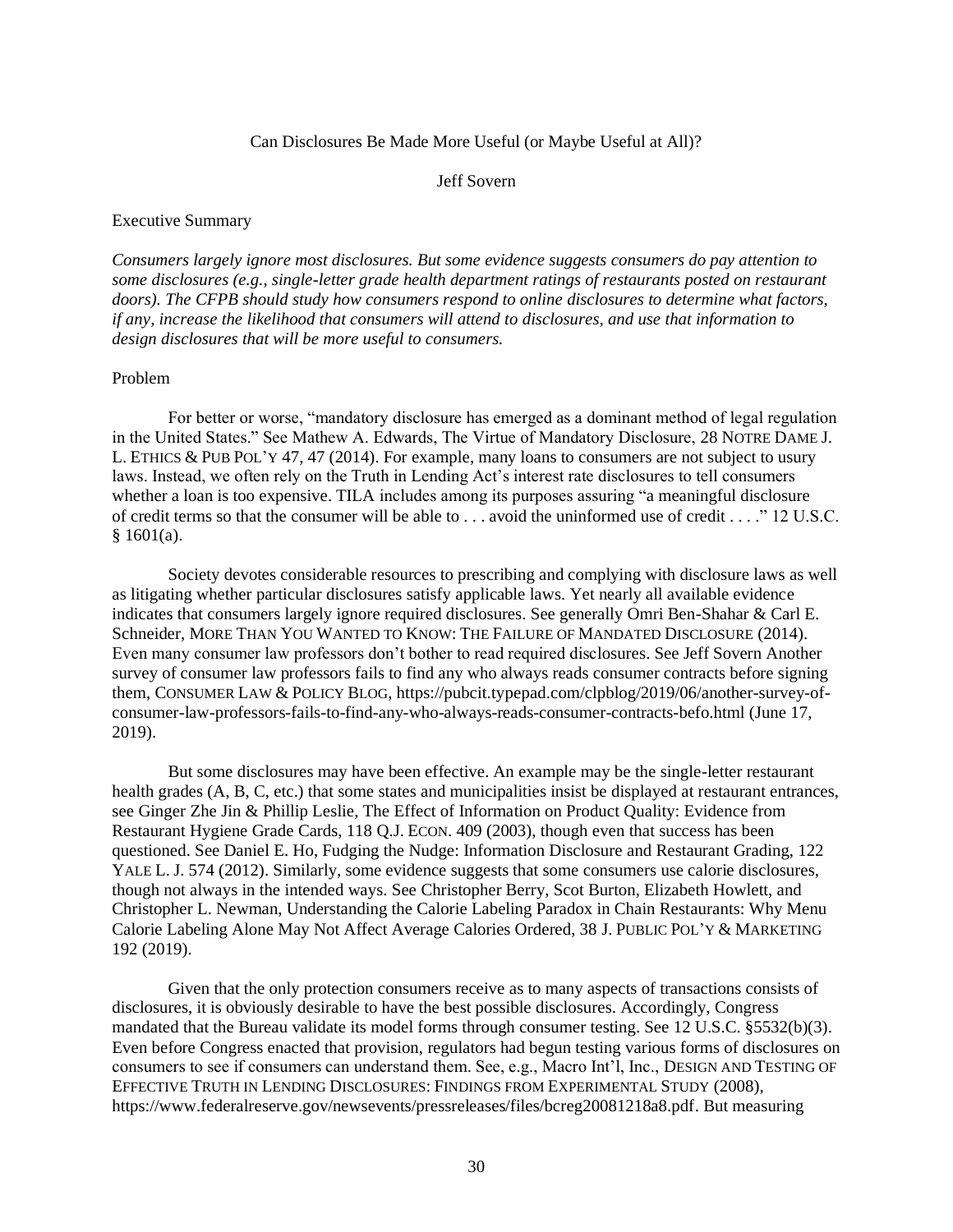Can Disclosures Be Made More Useful (or Maybe Useful at All)?

Jeff Sovern

Executive Summary

*Consumers largely ignore most disclosures. But some evidence suggests consumers do pay attention to some disclosures (e.g., single-letter grade health department ratings of restaurants posted on restaurant doors). The CFPB should study how consumers respond to online disclosures to determine what factors, if any, increase the likelihood that consumers will attend to disclosures, and use that information to design disclosures that will be more useful to consumers.*

Problem

For better or worse, "mandatory disclosure has emerged as a dominant method of legal regulation in the United States." See Mathew A. Edwards, The Virtue of Mandatory Disclosure, 28 NOTRE DAME J. L. ETHICS & PUB POL'Y 47, 47 (2014). For example, many loans to consumers are not subject to usury laws. Instead, we often rely on the Truth in Lending Act's interest rate disclosures to tell consumers whether a loan is too expensive. TILA includes among its purposes assuring "a meaningful disclosure of credit terms so that the consumer will be able to . . . avoid the uninformed use of credit . . . ." 12 U.S.C. § 1601(a).

Society devotes considerable resources to prescribing and complying with disclosure laws as well as litigating whether particular disclosures satisfy applicable laws. Yet nearly all available evidence indicates that consumers largely ignore required disclosures. See generally Omri Ben-Shahar & Carl E. Schneider, MORE THAN YOU WANTED TO KNOW: THE FAILURE OF MANDATED DISCLOSURE (2014). Even many consumer law professors don't bother to read required disclosures. See Jeff Sovern Another survey of consumer law professors fails to find any who always reads consumer contracts before signing them, CONSUMER LAW & POLICY BLOG, https://pubcit.typepad.com/clpblog/2019/06/another-survey-of-consumer-law-professors-fails-to-find-any-who-always-reads-consumer-contracts-befo.html (June 17, 2019).

But some disclosures may have been effective. An example may be the single-letter restaurant health grades (A, B, C, etc.) that some states and municipalities insist be displayed at restaurant entrances, see Ginger Zhe Jin & Phillip Leslie, The Effect of Information on Product Quality: Evidence from Restaurant Hygiene Grade Cards, 118 Q.J. ECON. 409 (2003), though even that success has been questioned. See Daniel E. Ho, Fudging the Nudge: Information Disclosure and Restaurant Grading, 122 YALE L. J. 574 (2012). Similarly, some evidence suggests that some consumers use calorie disclosures, though not always in the intended ways. See Christopher Berry, Scot Burton, Elizabeth Howlett, and Christopher L. Newman, Understanding the Calorie Labeling Paradox in Chain Restaurants: Why Menu Calorie Labeling Alone May Not Affect Average Calories Ordered, 38 J. PUBLIC POL'Y & MARKETING 192 (2019).

Given that the only protection consumers receive as to many aspects of transactions consists of disclosures, it is obviously desirable to have the best possible disclosures. Accordingly, Congress mandated that the Bureau validate its model forms through consumer testing. See 12 U.S.C. §5532(b)(3). Even before Congress enacted that provision, regulators had begun testing various forms of disclosures on consumers to see if consumers can understand them. See, e.g., Macro Int'l, Inc., DESIGN AND TESTING OF EFFECTIVE TRUTH IN LENDING DISCLOSURES: FINDINGS FROM EXPERIMENTAL STUDY (2008), https://www.federalreserve.gov/newsevents/pressreleases/files/bcreg20081218a8.pdf. But measuring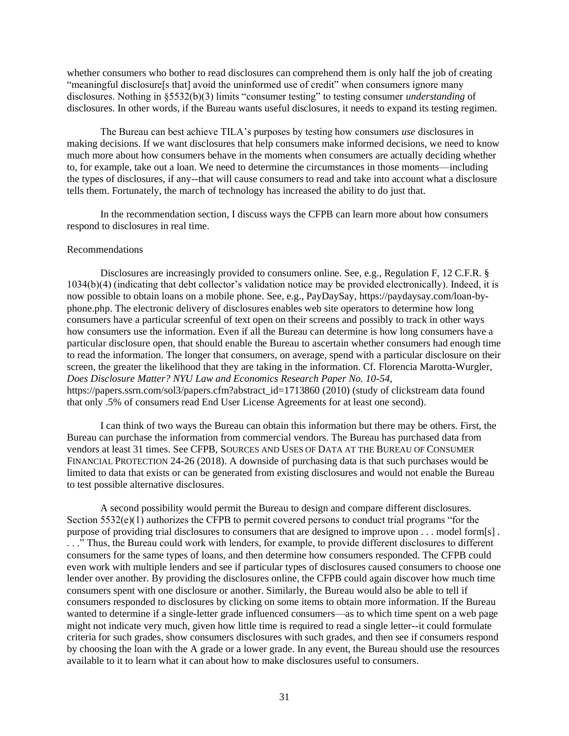whether consumers who bother to read disclosures can comprehend them is only half the job of creating "meaningful disclosure[s that] avoid the uninformed use of credit" when consumers ignore many disclosures. Nothing in §5532(b)(3) limits "consumer testing" to testing consumer *understanding* of disclosures. In other words, if the Bureau wants useful disclosures, it needs to expand its testing regimen.

The Bureau can best achieve TILA's purposes by testing how consumers *use* disclosures in making decisions. If we want disclosures that help consumers make informed decisions, we need to know much more about how consumers behave in the moments when consumers are actually deciding whether to, for example, take out a loan. We need to determine the circumstances in those moments—including the types of disclosures, if any--that will cause consumers to read and take into account what a disclosure tells them. Fortunately, the march of technology has increased the ability to do just that.

In the recommendation section, I discuss ways the CFPB can learn more about how consumers respond to disclosures in real time.

Recommendations

Disclosures are increasingly provided to consumers online. See, e.g., Regulation F, 12 C.F.R. § 1034(b)(4) (indicating that debt collector's validation notice may be provided electronically). Indeed, it is now possible to obtain loans on a mobile phone. See, e.g., PayDaySay, https://paydaysay.com/loan-by-phone.php. The electronic delivery of disclosures enables web site operators to determine how long consumers have a particular screenful of text open on their screens and possibly to track in other ways how consumers use the information. Even if all the Bureau can determine is how long consumers have a particular disclosure open, that should enable the Bureau to ascertain whether consumers had enough time to read the information. The longer that consumers, on average, spend with a particular disclosure on their screen, the greater the likelihood that they are taking in the information. Cf. Florencia Marotta-Wurgler, *Does Disclosure Matter? NYU Law and Economics Research Paper No. 10-54*, https://papers.ssrn.com/sol3/papers.cfm?abstract_id=1713860 (2010) (study of clickstream data found that only .5% of consumers read End User License Agreements for at least one second).

I can think of two ways the Bureau can obtain this information but there may be others. First, the Bureau can purchase the information from commercial vendors. The Bureau has purchased data from vendors at least 31 times. See CFPB, SOURCES AND USES OF DATA AT THE BUREAU OF CONSUMER FINANCIAL PROTECTION 24-26 (2018). A downside of purchasing data is that such purchases would be limited to data that exists or can be generated from existing disclosures and would not enable the Bureau to test possible alternative disclosures.

A second possibility would permit the Bureau to design and compare different disclosures. Section 5532(e)(1) authorizes the CFPB to permit covered persons to conduct trial programs "for the purpose of providing trial disclosures to consumers that are designed to improve upon . . . model form[s] . . . ." Thus, the Bureau could work with lenders, for example, to provide different disclosures to different consumers for the same types of loans, and then determine how consumers responded. The CFPB could even work with multiple lenders and see if particular types of disclosures caused consumers to choose one lender over another. By providing the disclosures online, the CFPB could again discover how much time consumers spent with one disclosure or another. Similarly, the Bureau would also be able to tell if consumers responded to disclosures by clicking on some items to obtain more information. If the Bureau wanted to determine if a single-letter grade influenced consumers—as to which time spent on a web page might not indicate very much, given how little time is required to read a single letter--it could formulate criteria for such grades, show consumers disclosures with such grades, and then see if consumers respond by choosing the loan with the A grade or a lower grade. In any event, the Bureau should use the resources available to it to learn what it can about how to make disclosures useful to consumers.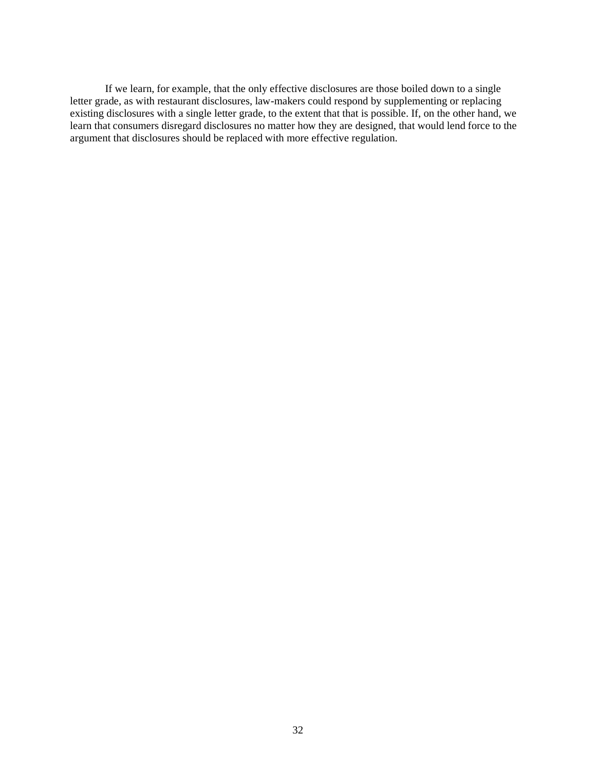If we learn, for example, that the only effective disclosures are those boiled down to a single letter grade, as with restaurant disclosures, law-makers could respond by supplementing or replacing existing disclosures with a single letter grade, to the extent that that is possible. If, on the other hand, we learn that consumers disregard disclosures no matter how they are designed, that would lend force to the argument that disclosures should be replaced with more effective regulation.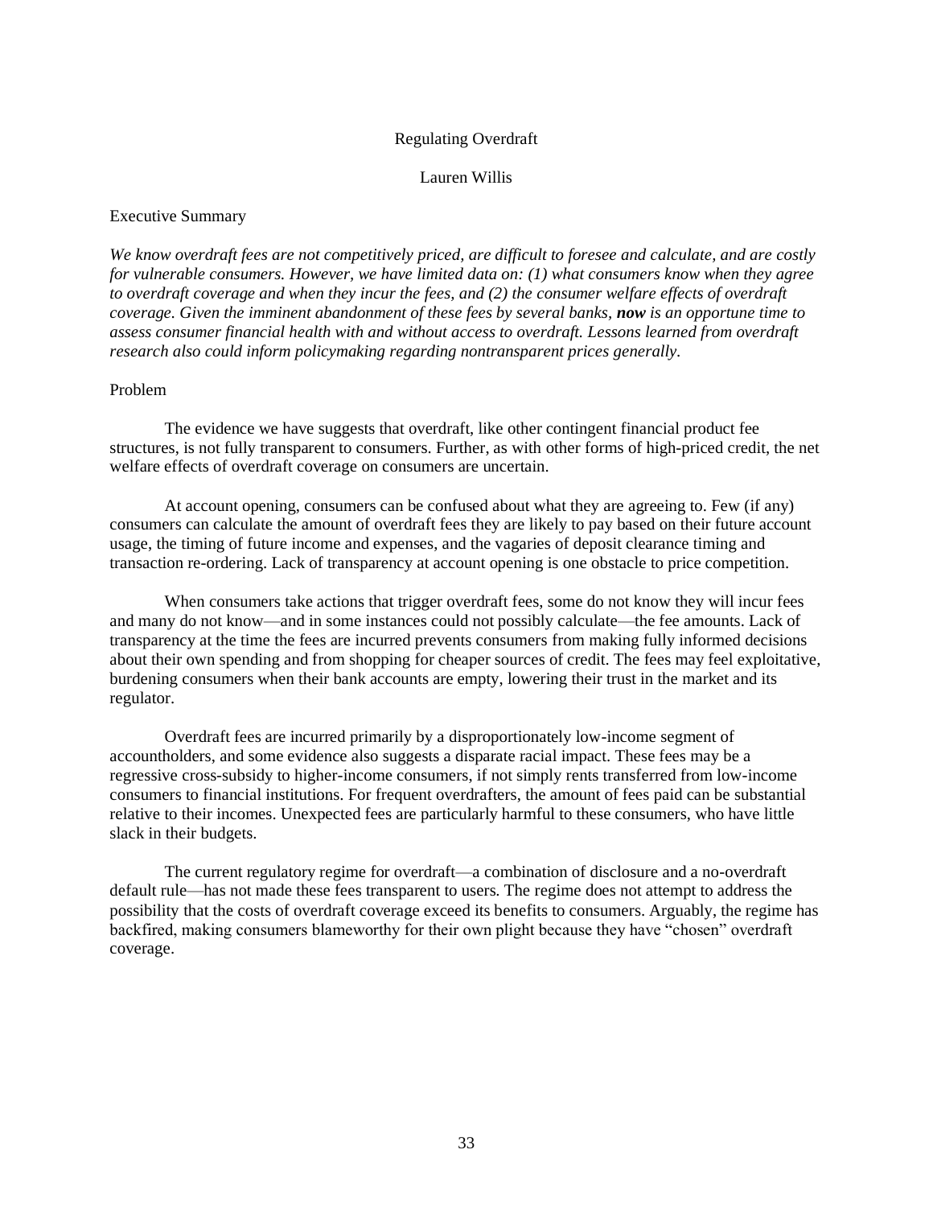# Regulating Overdraft

Lauren Willis

## Executive Summary

*We know overdraft fees are not competitively priced, are difficult to foresee and calculate, and are costly for vulnerable consumers. However, we have limited data on: (1) what consumers know when they agree to overdraft coverage and when they incur the fees, and (2) the consumer welfare effects of overdraft coverage. Given the imminent abandonment of these fees by several banks, **now** is an opportune time to assess consumer financial health with and without access to overdraft. Lessons learned from overdraft research also could inform policymaking regarding nontransparent prices generally.*

## Problem

The evidence we have suggests that overdraft, like other contingent financial product fee structures, is not fully transparent to consumers. Further, as with other forms of high-priced credit, the net welfare effects of overdraft coverage on consumers are uncertain.

At account opening, consumers can be confused about what they are agreeing to. Few (if any) consumers can calculate the amount of overdraft fees they are likely to pay based on their future account usage, the timing of future income and expenses, and the vagaries of deposit clearance timing and transaction re-ordering. Lack of transparency at account opening is one obstacle to price competition.

When consumers take actions that trigger overdraft fees, some do not know they will incur fees and many do not know—and in some instances could not possibly calculate—the fee amounts. Lack of transparency at the time the fees are incurred prevents consumers from making fully informed decisions about their own spending and from shopping for cheaper sources of credit. The fees may feel exploitative, burdening consumers when their bank accounts are empty, lowering their trust in the market and its regulator.

Overdraft fees are incurred primarily by a disproportionately low-income segment of accountholders, and some evidence also suggests a disparate racial impact. These fees may be a regressive cross-subsidy to higher-income consumers, if not simply rents transferred from low-income consumers to financial institutions. For frequent overdrafters, the amount of fees paid can be substantial relative to their incomes. Unexpected fees are particularly harmful to these consumers, who have little slack in their budgets.

The current regulatory regime for overdraft—a combination of disclosure and a no-overdraft default rule—has not made these fees transparent to users. The regime does not attempt to address the possibility that the costs of overdraft coverage exceed its benefits to consumers. Arguably, the regime has backfired, making consumers blameworthy for their own plight because they have "chosen" overdraft coverage.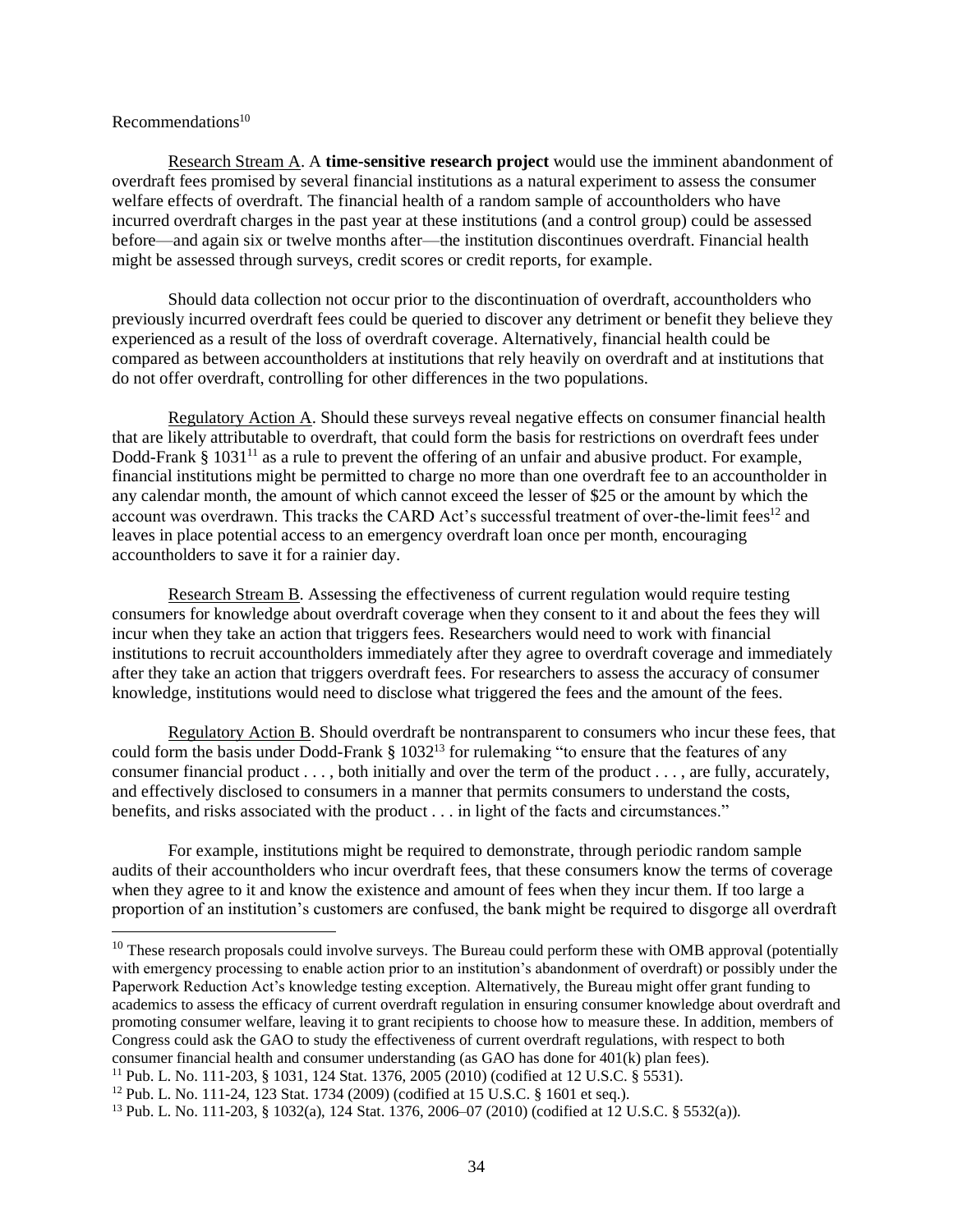Recommendations[10]

Research Stream A. A **time-sensitive research project** would use the imminent abandonment of overdraft fees promised by several financial institutions as a natural experiment to assess the consumer welfare effects of overdraft. The financial health of a random sample of accountholders who have incurred overdraft charges in the past year at these institutions (and a control group) could be assessed before—and again six or twelve months after—the institution discontinues overdraft. Financial health might be assessed through surveys, credit scores or credit reports, for example.

Should data collection not occur prior to the discontinuation of overdraft, accountholders who previously incurred overdraft fees could be queried to discover any detriment or benefit they believe they experienced as a result of the loss of overdraft coverage. Alternatively, financial health could be compared as between accountholders at institutions that rely heavily on overdraft and at institutions that do not offer overdraft, controlling for other differences in the two populations.

Regulatory Action A. Should these surveys reveal negative effects on consumer financial health that are likely attributable to overdraft, that could form the basis for restrictions on overdraft fees under Dodd-Frank § 1031[11] as a rule to prevent the offering of an unfair and abusive product. For example, financial institutions might be permitted to charge no more than one overdraft fee to an accountholder in any calendar month, the amount of which cannot exceed the lesser of $25 or the amount by which the account was overdrawn. This tracks the CARD Act's successful treatment of over-the-limit fees[12] and leaves in place potential access to an emergency overdraft loan once per month, encouraging accountholders to save it for a rainier day.

Research Stream B. Assessing the effectiveness of current regulation would require testing consumers for knowledge about overdraft coverage when they consent to it and about the fees they will incur when they take an action that triggers fees. Researchers would need to work with financial institutions to recruit accountholders immediately after they agree to overdraft coverage and immediately after they take an action that triggers overdraft fees. For researchers to assess the accuracy of consumer knowledge, institutions would need to disclose what triggered the fees and the amount of the fees.

Regulatory Action B. Should overdraft be nontransparent to consumers who incur these fees, that could form the basis under Dodd-Frank § 1032[13] for rulemaking "to ensure that the features of any consumer financial product . . . , both initially and over the term of the product . . . , are fully, accurately, and effectively disclosed to consumers in a manner that permits consumers to understand the costs, benefits, and risks associated with the product . . . in light of the facts and circumstances."

For example, institutions might be required to demonstrate, through periodic random sample audits of their accountholders who incur overdraft fees, that these consumers know the terms of coverage when they agree to it and know the existence and amount of fees when they incur them. If too large a proportion of an institution's customers are confused, the bank might be required to disgorge all overdraft

---

[10] These research proposals could involve surveys. The Bureau could perform these with OMB approval (potentially with emergency processing to enable action prior to an institution's abandonment of overdraft) or possibly under the Paperwork Reduction Act's knowledge testing exception. Alternatively, the Bureau might offer grant funding to academics to assess the efficacy of current overdraft regulation in ensuring consumer knowledge about overdraft and promoting consumer welfare, leaving it to grant recipients to choose how to measure these. In addition, members of Congress could ask the GAO to study the effectiveness of current overdraft regulations, with respect to both consumer financial health and consumer understanding (as GAO has done for 401(k) plan fees).

[11] Pub. L. No. 111-203, § 1031, 124 Stat. 1376, 2005 (2010) (codified at 12 U.S.C. § 5531).

[12] Pub. L. No. 111-24, 123 Stat. 1734 (2009) (codified at 15 U.S.C. § 1601 et seq.).

[13] Pub. L. No. 111-203, § 1032(a), 124 Stat. 1376, 2006–07 (2010) (codified at 12 U.S.C. § 5532(a)).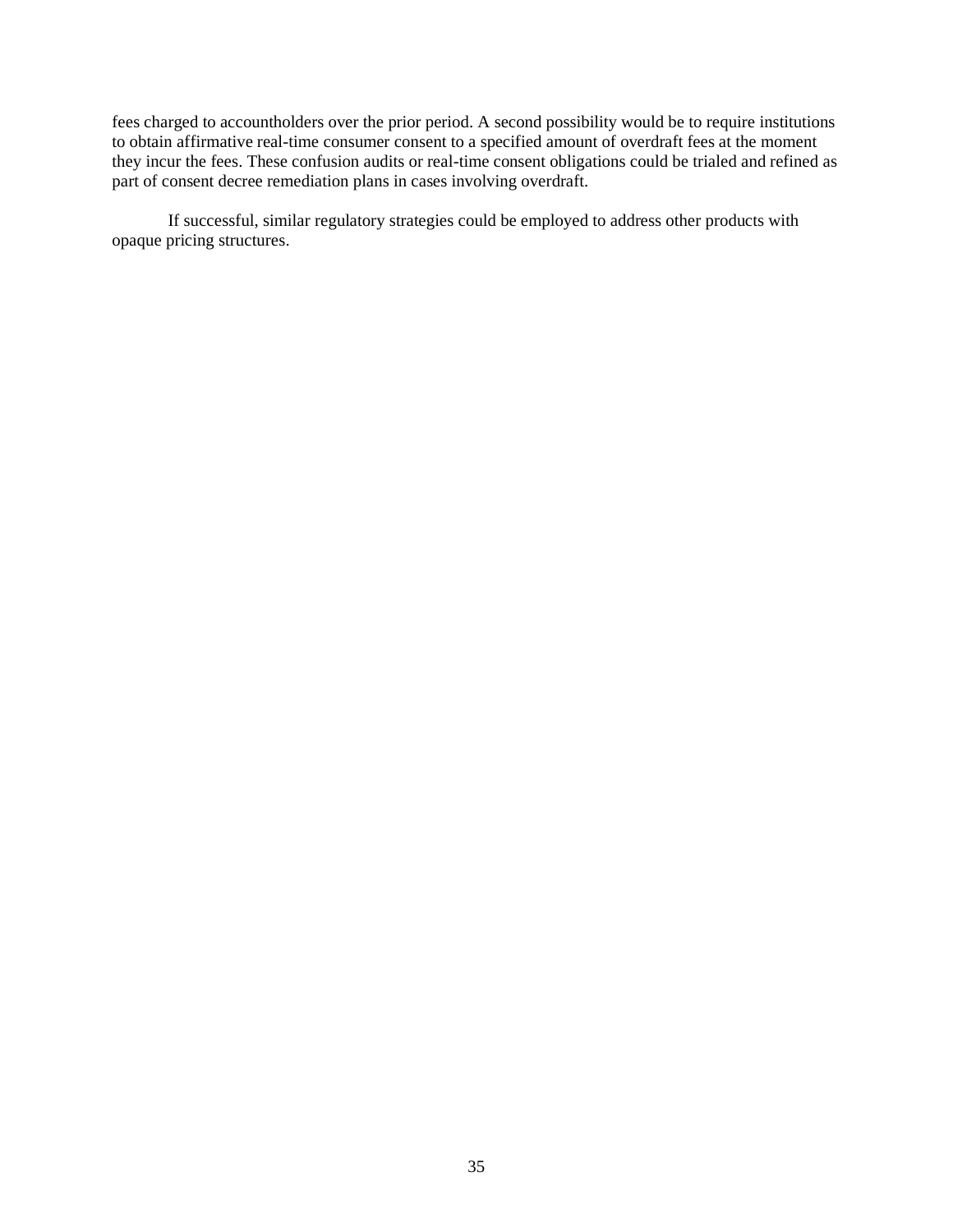fees charged to accountholders over the prior period. A second possibility would be to require institutions to obtain affirmative real-time consumer consent to a specified amount of overdraft fees at the moment they incur the fees. These confusion audits or real-time consent obligations could be trialed and refined as part of consent decree remediation plans in cases involving overdraft.

If successful, similar regulatory strategies could be employed to address other products with opaque pricing structures.